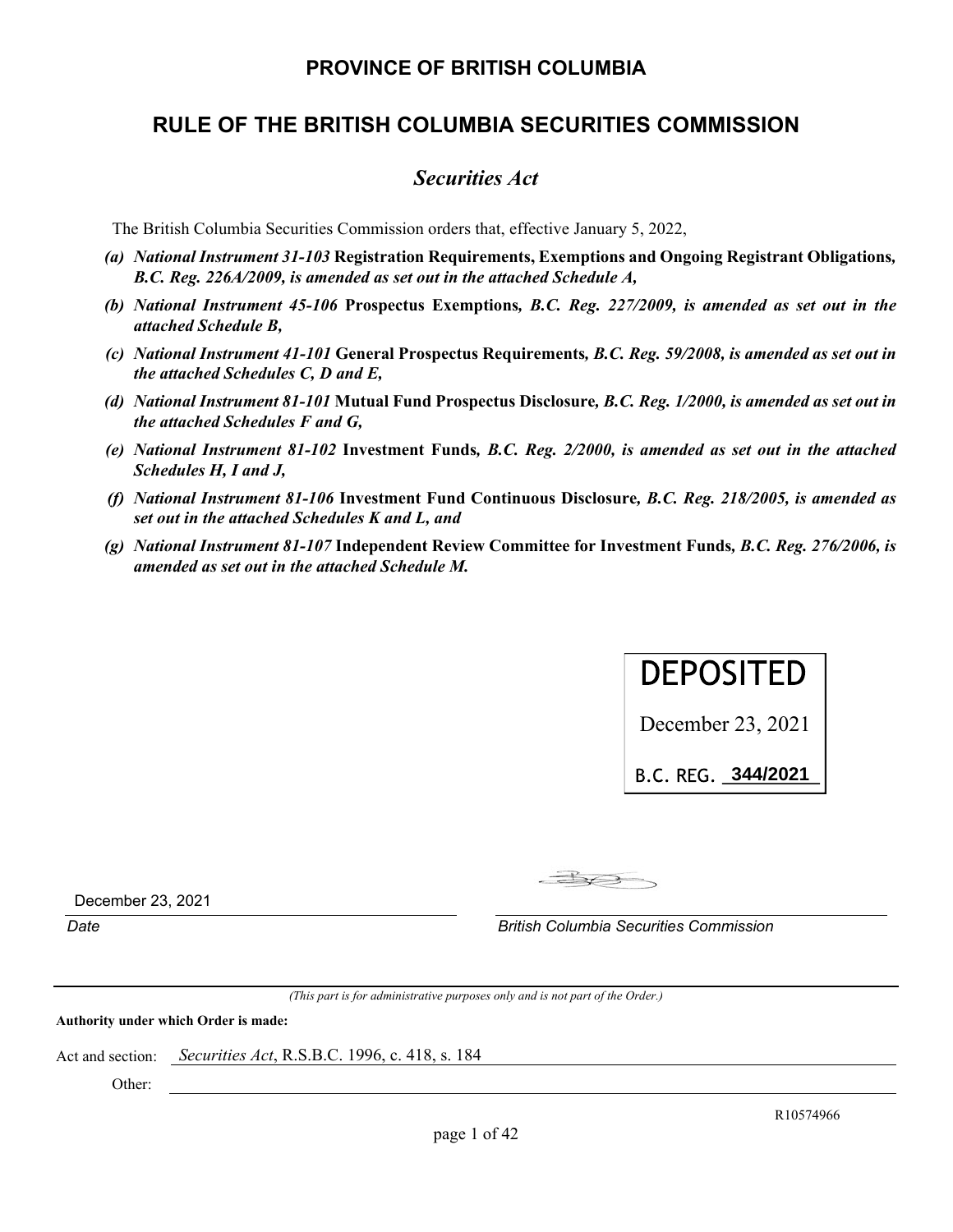## PROVINCE OF BRITISH COLUMBIA

## RULE OF THE BRITISH COLUMBIA SECURITIES COMMISSION

### *Securities Act*

The British Columbia Securities Commission orders that, effective January 5, 2022,

*(a) National Instrument 31-103* **Registration Requirements, Exemptions and Ongoing Registrant Obligations***, B.C. Reg. 226A/2009, is amended as set out in the attached Schedule A,*

*(b) National Instrument 45-106* **Prospectus Exemptions***, B.C. Reg. 227/2009, is amended as set out in the attached Schedule B,*

*(c) National Instrument 41-101* **General Prospectus Requirements***, B.C. Reg. 59/2008, is amended as set out in the attached Schedules C, D and E,*

*(d) National Instrument 81-101* **Mutual Fund Prospectus Disclosure***, B.C. Reg. 1/2000, is amended as set out in the attached Schedules F and G,*

*(e) National Instrument 81-102* **Investment Funds***, B.C. Reg. 2/2000, is amended as set out in the attached Schedules H, I and J,*

*(f) National Instrument 81-106* **Investment Fund Continuous Disclosure***, B.C. Reg. 218/2005, is amended as set out in the attached Schedules K and L, and*

*(g) National Instrument 81-107* **Independent Review Committee for Investment Funds***, B.C. Reg. 276/2006, is amended as set out in the attached Schedule M.*

DEPOSITED

December 23, 2021

B.C. REG. 344/2021

December 23, 2021
*Date*

*British Columbia Securities Commission*

*(This part is for administrative purposes only and is not part of the Order.)*

**Authority under which Order is made:**

Act and section: *Securities Act*, R.S.B.C. 1996, c. 418, s. 184

Other:

R10574966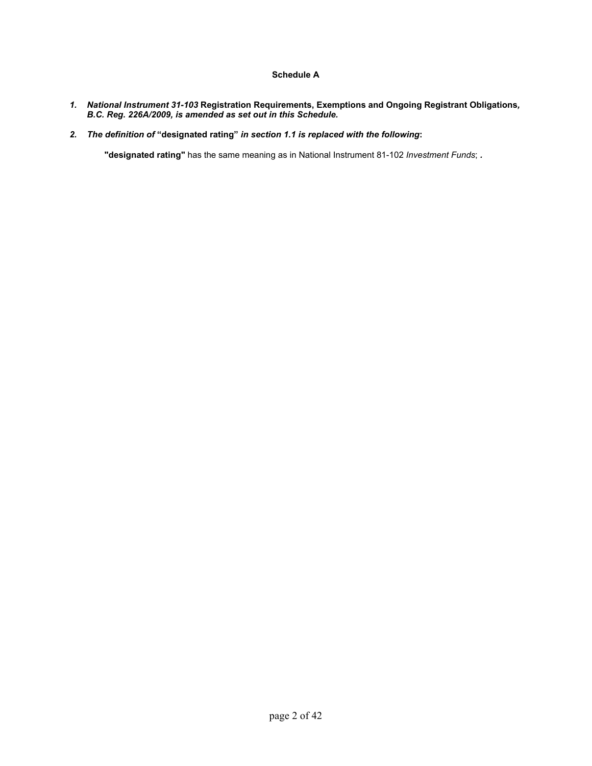**Schedule A**

1. ***National Instrument 31-103* Registration Requirements, Exemptions and Ongoing Registrant Obligations*, B.C. Reg. 226A/2009, is amended as set out in this Schedule.***

2. ***The definition of* "designated rating" *in section 1.1 is replaced with the following*:**

   **"designated rating"** has the same meaning as in National Instrument 81-102 *Investment Funds*; ***.***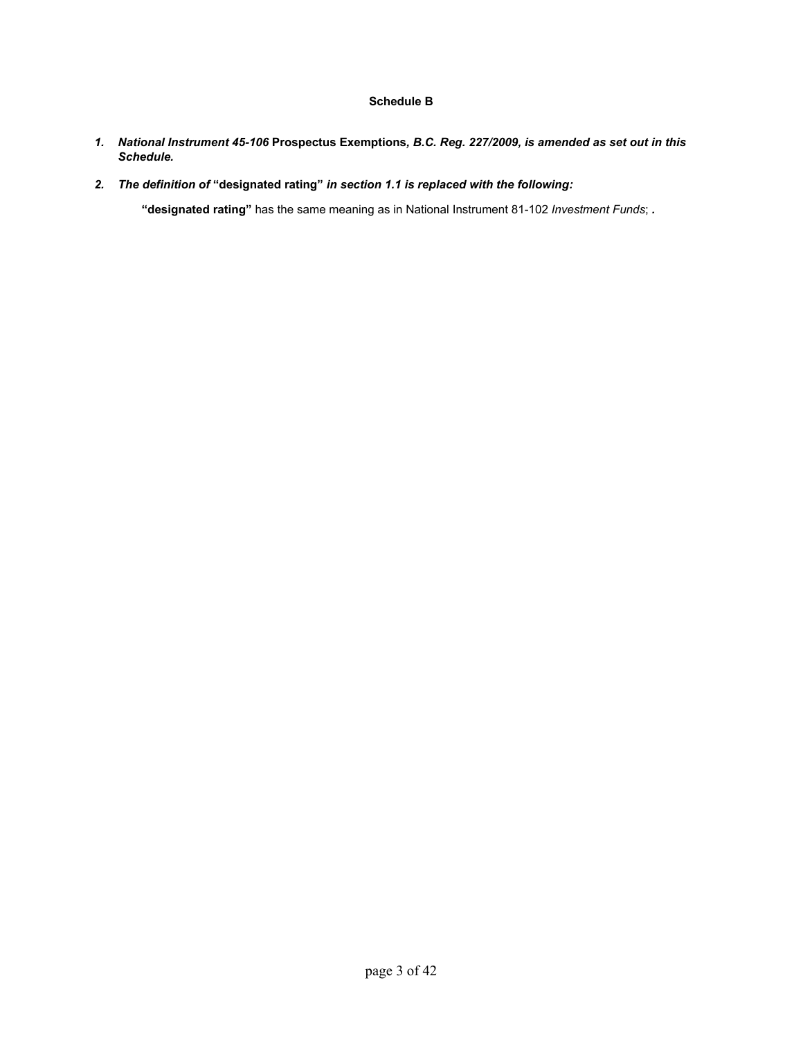**Schedule B**

1. ***National Instrument 45-106* Prospectus Exemptions*, B.C. Reg. 227/2009, is amended as set out in this Schedule.***

2. ***The definition of* "designated rating" *in section 1.1 is replaced with the following:***

   **"designated rating"** has the same meaning as in National Instrument 81-102 *Investment Funds*; *.*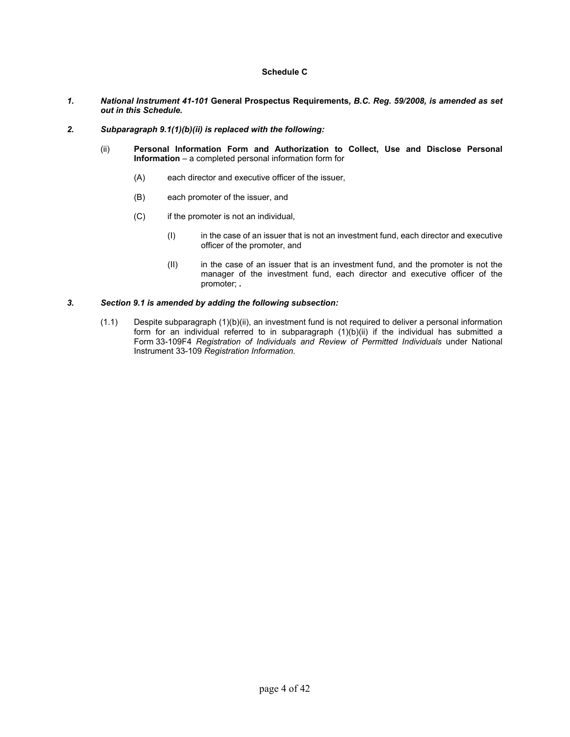**Schedule C**

1. ***National Instrument 41-101* General Prospectus Requirements*, B.C. Reg. 59/2008, is amended as set out in this Schedule.***

2. ***Subparagraph 9.1(1)(b)(ii) is replaced with the following:***

   (ii) **Personal Information Form and Authorization to Collect, Use and Disclose Personal Information** – a completed personal information form for

   (A) each director and executive officer of the issuer,

   (B) each promoter of the issuer, and

   (C) if the promoter is not an individual,

   (I) in the case of an issuer that is not an investment fund, each director and executive officer of the promoter, and

   (II) in the case of an issuer that is an investment fund, and the promoter is not the manager of the investment fund, each director and executive officer of the promoter; ***.***

3. ***Section 9.1 is amended by adding the following subsection:***

   (1.1) Despite subparagraph (1)(b)(ii), an investment fund is not required to deliver a personal information form for an individual referred to in subparagraph (1)(b)(ii) if the individual has submitted a Form 33-109F4 *Registration of Individuals and Review of Permitted Individuals* under National Instrument 33-109 *Registration Information.*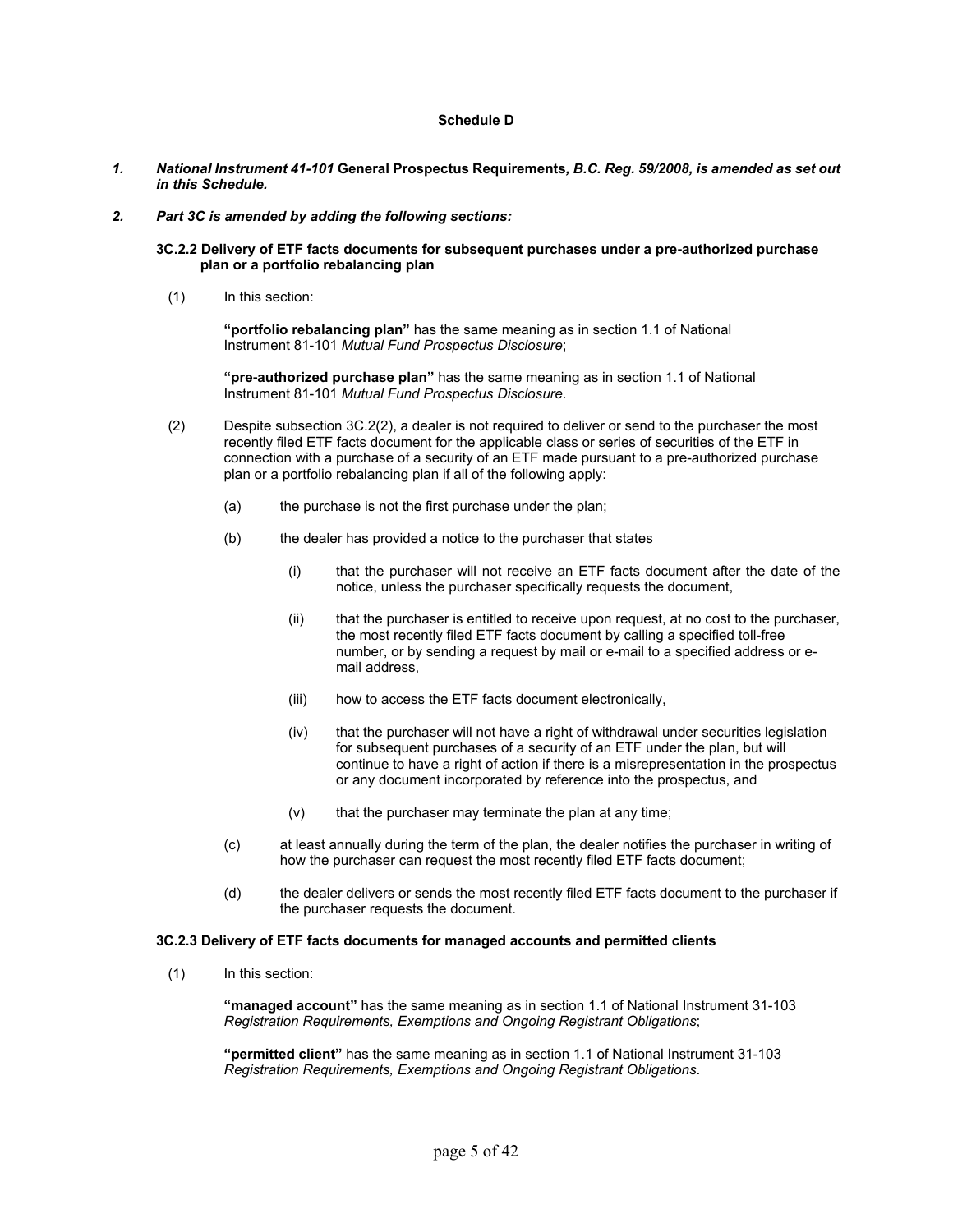**Schedule D**

***1. National Instrument 41-101* General Prospectus Requirements*, B.C. Reg. 59/2008, is amended as set out in this Schedule.***

***2. Part 3C is amended by adding the following sections:***

**3C.2.2 Delivery of ETF facts documents for subsequent purchases under a pre-authorized purchase plan or a portfolio rebalancing plan**

(1) In this section:

**"portfolio rebalancing plan"** has the same meaning as in section 1.1 of National Instrument 81-101 *Mutual Fund Prospectus Disclosure*;

**"pre-authorized purchase plan"** has the same meaning as in section 1.1 of National Instrument 81-101 *Mutual Fund Prospectus Disclosure*.

(2) Despite subsection 3C.2(2), a dealer is not required to deliver or send to the purchaser the most recently filed ETF facts document for the applicable class or series of securities of the ETF in connection with a purchase of a security of an ETF made pursuant to a pre-authorized purchase plan or a portfolio rebalancing plan if all of the following apply:

(a) the purchase is not the first purchase under the plan;

(b) the dealer has provided a notice to the purchaser that states

(i) that the purchaser will not receive an ETF facts document after the date of the notice, unless the purchaser specifically requests the document,

(ii) that the purchaser is entitled to receive upon request, at no cost to the purchaser, the most recently filed ETF facts document by calling a specified toll-free number, or by sending a request by mail or e-mail to a specified address or e-mail address,

(iii) how to access the ETF facts document electronically,

(iv) that the purchaser will not have a right of withdrawal under securities legislation for subsequent purchases of a security of an ETF under the plan, but will continue to have a right of action if there is a misrepresentation in the prospectus or any document incorporated by reference into the prospectus, and

(v) that the purchaser may terminate the plan at any time;

(c) at least annually during the term of the plan, the dealer notifies the purchaser in writing of how the purchaser can request the most recently filed ETF facts document;

(d) the dealer delivers or sends the most recently filed ETF facts document to the purchaser if the purchaser requests the document.

**3C.2.3 Delivery of ETF facts documents for managed accounts and permitted clients**

(1) In this section:

**"managed account"** has the same meaning as in section 1.1 of National Instrument 31-103 *Registration Requirements, Exemptions and Ongoing Registrant Obligations*;

**"permitted client"** has the same meaning as in section 1.1 of National Instrument 31-103 *Registration Requirements, Exemptions and Ongoing Registrant Obligations*.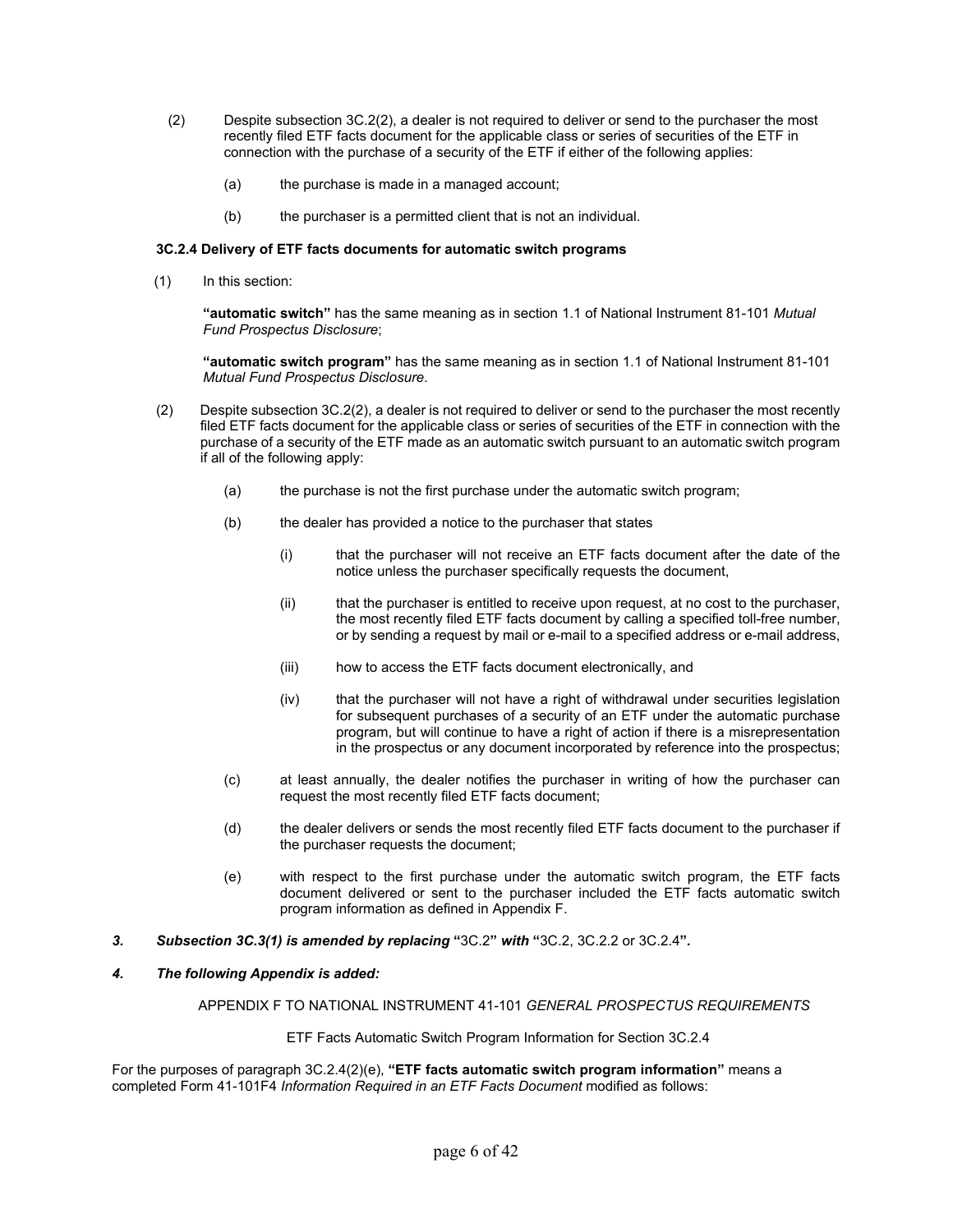(2) Despite subsection 3C.2(2), a dealer is not required to deliver or send to the purchaser the most recently filed ETF facts document for the applicable class or series of securities of the ETF in connection with the purchase of a security of the ETF if either of the following applies:

(a) the purchase is made in a managed account;

(b) the purchaser is a permitted client that is not an individual.

**3C.2.4 Delivery of ETF facts documents for automatic switch programs**

(1) In this section:

**"automatic switch"** has the same meaning as in section 1.1 of National Instrument 81-101 *Mutual Fund Prospectus Disclosure*;

**"automatic switch program"** has the same meaning as in section 1.1 of National Instrument 81-101 *Mutual Fund Prospectus Disclosure*.

(2) Despite subsection 3C.2(2), a dealer is not required to deliver or send to the purchaser the most recently filed ETF facts document for the applicable class or series of securities of the ETF in connection with the purchase of a security of the ETF made as an automatic switch pursuant to an automatic switch program if all of the following apply:

(a) the purchase is not the first purchase under the automatic switch program;

(b) the dealer has provided a notice to the purchaser that states

(i) that the purchaser will not receive an ETF facts document after the date of the notice unless the purchaser specifically requests the document,

(ii) that the purchaser is entitled to receive upon request, at no cost to the purchaser, the most recently filed ETF facts document by calling a specified toll-free number, or by sending a request by mail or e-mail to a specified address or e-mail address,

(iii) how to access the ETF facts document electronically, and

(iv) that the purchaser will not have a right of withdrawal under securities legislation for subsequent purchases of a security of an ETF under the automatic purchase program, but will continue to have a right of action if there is a misrepresentation in the prospectus or any document incorporated by reference into the prospectus;

(c) at least annually, the dealer notifies the purchaser in writing of how the purchaser can request the most recently filed ETF facts document;

(d) the dealer delivers or sends the most recently filed ETF facts document to the purchaser if the purchaser requests the document;

(e) with respect to the first purchase under the automatic switch program, the ETF facts document delivered or sent to the purchaser included the ETF facts automatic switch program information as defined in Appendix F.

***3. Subsection 3C.3(1) is amended by replacing*** "3C.2" ***with*** "3C.2, 3C.2.2 or 3C.2.4"***.***

***4. The following Appendix is added:***

APPENDIX F TO NATIONAL INSTRUMENT 41-101 *GENERAL PROSPECTUS REQUIREMENTS*

ETF Facts Automatic Switch Program Information for Section 3C.2.4

For the purposes of paragraph 3C.2.4(2)(e), **"ETF facts automatic switch program information"** means a completed Form 41-101F4 *Information Required in an ETF Facts Document* modified as follows: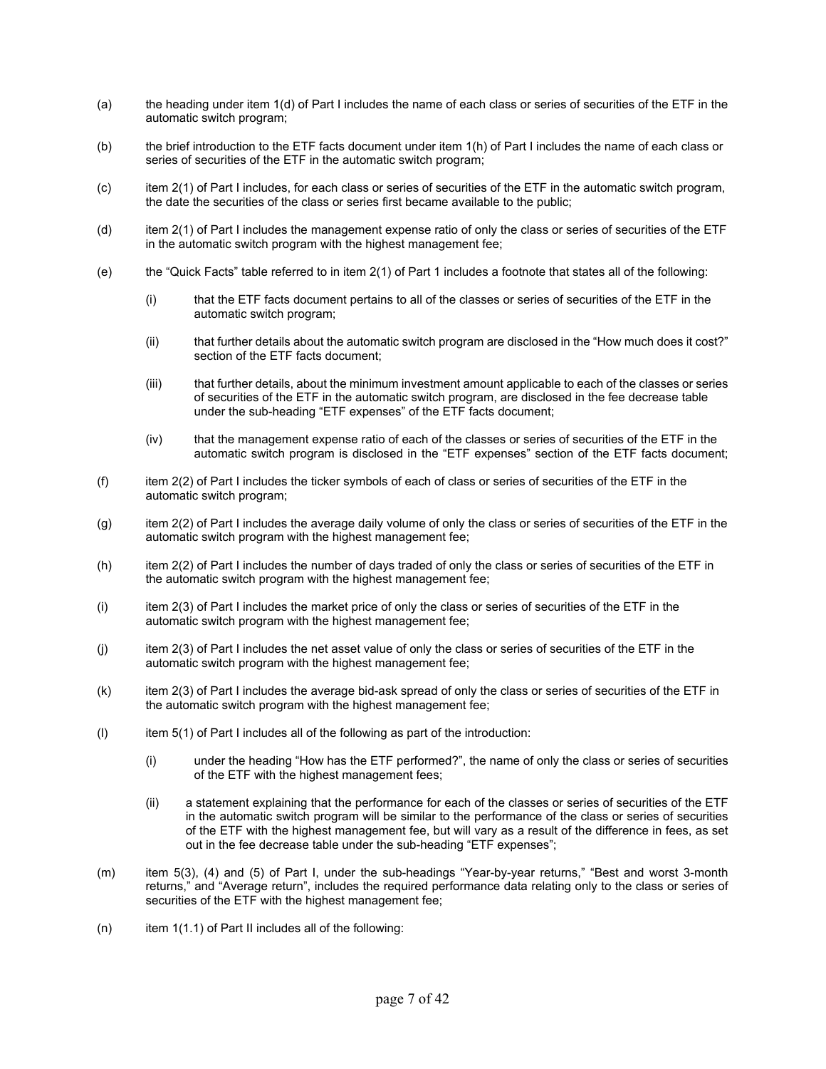(a) the heading under item 1(d) of Part I includes the name of each class or series of securities of the ETF in the automatic switch program;

(b) the brief introduction to the ETF facts document under item 1(h) of Part I includes the name of each class or series of securities of the ETF in the automatic switch program;

(c) item 2(1) of Part I includes, for each class or series of securities of the ETF in the automatic switch program, the date the securities of the class or series first became available to the public;

(d) item 2(1) of Part I includes the management expense ratio of only the class or series of securities of the ETF in the automatic switch program with the highest management fee;

(e) the "Quick Facts" table referred to in item 2(1) of Part 1 includes a footnote that states all of the following:

  (i) that the ETF facts document pertains to all of the classes or series of securities of the ETF in the automatic switch program;

  (ii) that further details about the automatic switch program are disclosed in the "How much does it cost?" section of the ETF facts document;

  (iii) that further details, about the minimum investment amount applicable to each of the classes or series of securities of the ETF in the automatic switch program, are disclosed in the fee decrease table under the sub-heading "ETF expenses" of the ETF facts document;

  (iv) that the management expense ratio of each of the classes or series of securities of the ETF in the automatic switch program is disclosed in the "ETF expenses" section of the ETF facts document;

(f) item 2(2) of Part I includes the ticker symbols of each of class or series of securities of the ETF in the automatic switch program;

(g) item 2(2) of Part I includes the average daily volume of only the class or series of securities of the ETF in the automatic switch program with the highest management fee;

(h) item 2(2) of Part I includes the number of days traded of only the class or series of securities of the ETF in the automatic switch program with the highest management fee;

(i) item 2(3) of Part I includes the market price of only the class or series of securities of the ETF in the automatic switch program with the highest management fee;

(j) item 2(3) of Part I includes the net asset value of only the class or series of securities of the ETF in the automatic switch program with the highest management fee;

(k) item 2(3) of Part I includes the average bid-ask spread of only the class or series of securities of the ETF in the automatic switch program with the highest management fee;

(l) item 5(1) of Part I includes all of the following as part of the introduction:

  (i) under the heading "How has the ETF performed?", the name of only the class or series of securities of the ETF with the highest management fees;

  (ii) a statement explaining that the performance for each of the classes or series of securities of the ETF in the automatic switch program will be similar to the performance of the class or series of securities of the ETF with the highest management fee, but will vary as a result of the difference in fees, as set out in the fee decrease table under the sub-heading "ETF expenses";

(m) item 5(3), (4) and (5) of Part I, under the sub-headings "Year-by-year returns," "Best and worst 3-month returns," and "Average return", includes the required performance data relating only to the class or series of securities of the ETF with the highest management fee;

(n) item 1(1.1) of Part II includes all of the following: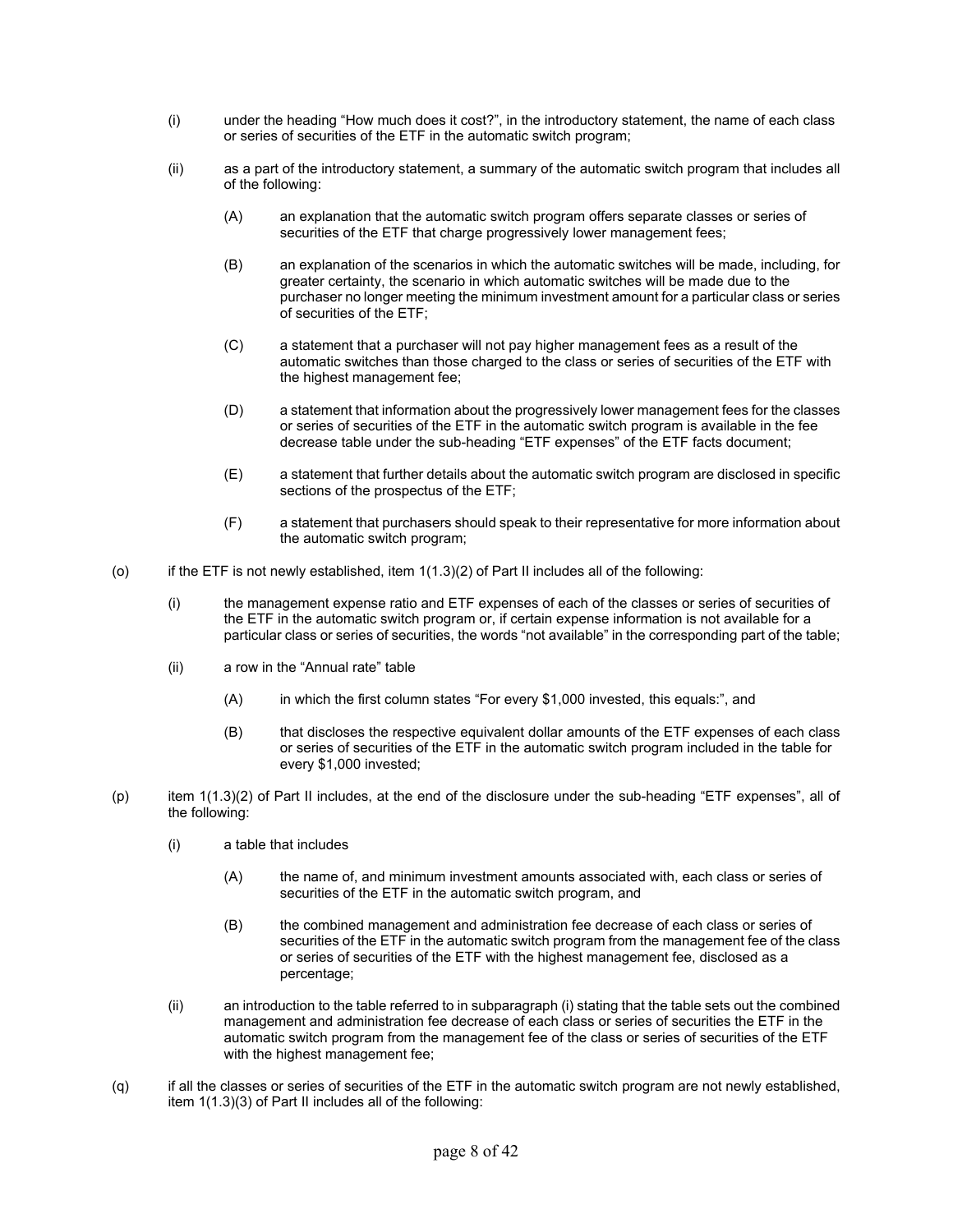(i) under the heading "How much does it cost?", in the introductory statement, the name of each class or series of securities of the ETF in the automatic switch program;

(ii) as a part of the introductory statement, a summary of the automatic switch program that includes all of the following:

(A) an explanation that the automatic switch program offers separate classes or series of securities of the ETF that charge progressively lower management fees;

(B) an explanation of the scenarios in which the automatic switches will be made, including, for greater certainty, the scenario in which automatic switches will be made due to the purchaser no longer meeting the minimum investment amount for a particular class or series of securities of the ETF;

(C) a statement that a purchaser will not pay higher management fees as a result of the automatic switches than those charged to the class or series of securities of the ETF with the highest management fee;

(D) a statement that information about the progressively lower management fees for the classes or series of securities of the ETF in the automatic switch program is available in the fee decrease table under the sub-heading "ETF expenses" of the ETF facts document;

(E) a statement that further details about the automatic switch program are disclosed in specific sections of the prospectus of the ETF;

(F) a statement that purchasers should speak to their representative for more information about the automatic switch program;

(o) if the ETF is not newly established, item 1(1.3)(2) of Part II includes all of the following:

(i) the management expense ratio and ETF expenses of each of the classes or series of securities of the ETF in the automatic switch program or, if certain expense information is not available for a particular class or series of securities, the words "not available" in the corresponding part of the table;

(ii) a row in the "Annual rate" table

(A) in which the first column states "For every $1,000 invested, this equals:", and

(B) that discloses the respective equivalent dollar amounts of the ETF expenses of each class or series of securities of the ETF in the automatic switch program included in the table for every $1,000 invested;

(p) item 1(1.3)(2) of Part II includes, at the end of the disclosure under the sub-heading "ETF expenses", all of the following:

(i) a table that includes

(A) the name of, and minimum investment amounts associated with, each class or series of securities of the ETF in the automatic switch program, and

(B) the combined management and administration fee decrease of each class or series of securities of the ETF in the automatic switch program from the management fee of the class or series of securities of the ETF with the highest management fee, disclosed as a percentage;

(ii) an introduction to the table referred to in subparagraph (i) stating that the table sets out the combined management and administration fee decrease of each class or series of securities the ETF in the automatic switch program from the management fee of the class or series of securities of the ETF with the highest management fee;

(q) if all the classes or series of securities of the ETF in the automatic switch program are not newly established, item 1(1.3)(3) of Part II includes all of the following: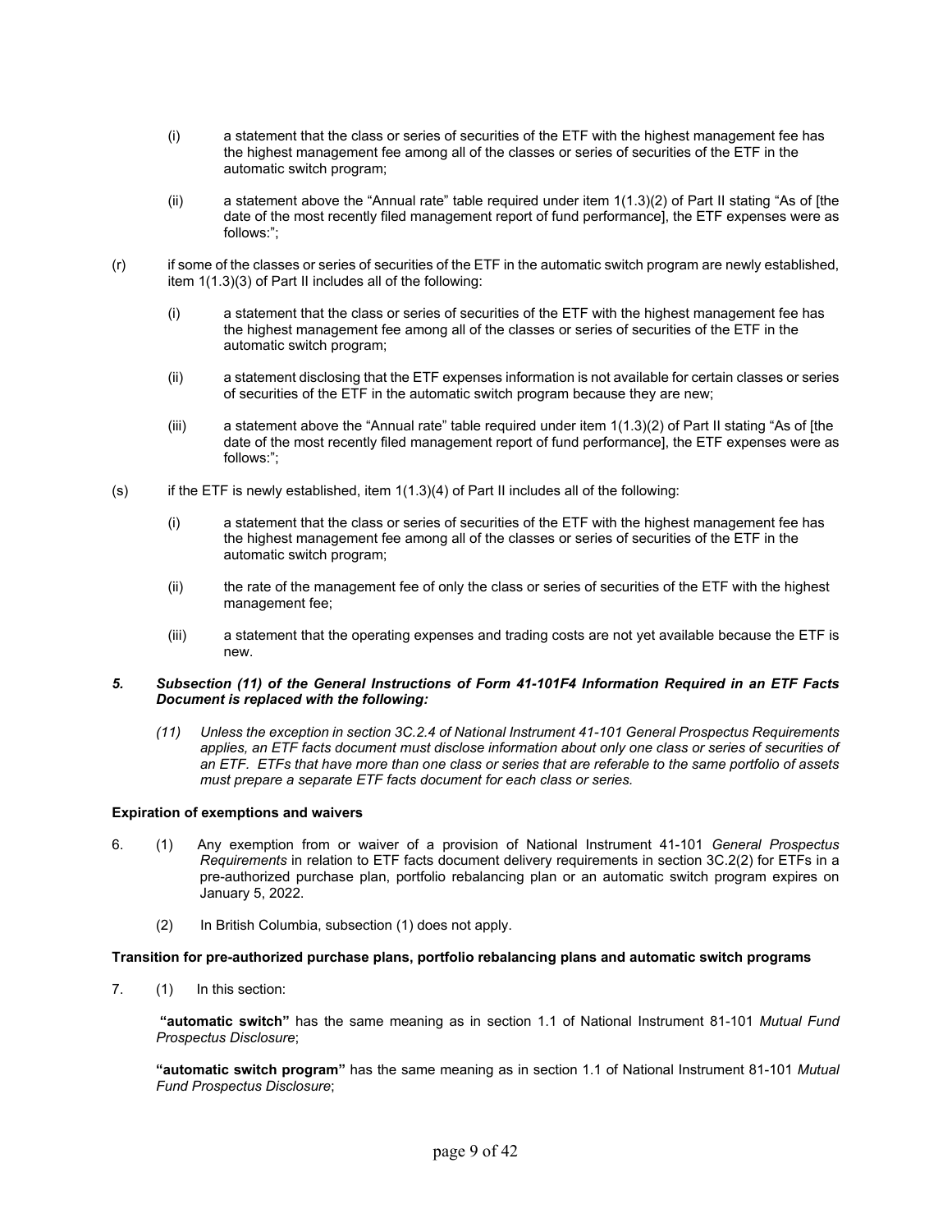(i) a statement that the class or series of securities of the ETF with the highest management fee has the highest management fee among all of the classes or series of securities of the ETF in the automatic switch program;

(ii) a statement above the "Annual rate" table required under item 1(1.3)(2) of Part II stating "As of [the date of the most recently filed management report of fund performance], the ETF expenses were as follows:";

(r) if some of the classes or series of securities of the ETF in the automatic switch program are newly established, item 1(1.3)(3) of Part II includes all of the following:

(i) a statement that the class or series of securities of the ETF with the highest management fee has the highest management fee among all of the classes or series of securities of the ETF in the automatic switch program;

(ii) a statement disclosing that the ETF expenses information is not available for certain classes or series of securities of the ETF in the automatic switch program because they are new;

(iii) a statement above the "Annual rate" table required under item 1(1.3)(2) of Part II stating "As of [the date of the most recently filed management report of fund performance], the ETF expenses were as follows:";

(s) if the ETF is newly established, item 1(1.3)(4) of Part II includes all of the following:

(i) a statement that the class or series of securities of the ETF with the highest management fee has the highest management fee among all of the classes or series of securities of the ETF in the automatic switch program;

(ii) the rate of the management fee of only the class or series of securities of the ETF with the highest management fee;

(iii) a statement that the operating expenses and trading costs are not yet available because the ETF is new.

***5. Subsection (11) of the General Instructions of Form 41-101F4 Information Required in an ETF Facts Document is replaced with the following:***

*(11) Unless the exception in section 3C.2.4 of National Instrument 41-101 General Prospectus Requirements applies, an ETF facts document must disclose information about only one class or series of securities of an ETF. ETFs that have more than one class or series that are referable to the same portfolio of assets must prepare a separate ETF facts document for each class or series.*

**Expiration of exemptions and waivers**

6. (1) Any exemption from or waiver of a provision of National Instrument 41-101 *General Prospectus Requirements* in relation to ETF facts document delivery requirements in section 3C.2(2) for ETFs in a pre-authorized purchase plan, portfolio rebalancing plan or an automatic switch program expires on January 5, 2022.

(2) In British Columbia, subsection (1) does not apply.

**Transition for pre-authorized purchase plans, portfolio rebalancing plans and automatic switch programs**

7. (1) In this section:

**"automatic switch"** has the same meaning as in section 1.1 of National Instrument 81-101 *Mutual Fund Prospectus Disclosure*;

**"automatic switch program"** has the same meaning as in section 1.1 of National Instrument 81-101 *Mutual Fund Prospectus Disclosure*;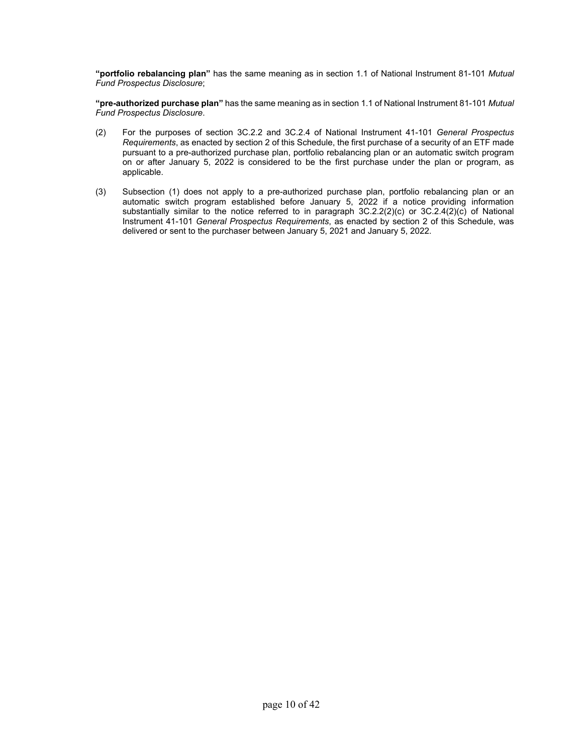**"portfolio rebalancing plan"** has the same meaning as in section 1.1 of National Instrument 81-101 *Mutual Fund Prospectus Disclosure*;

**"pre-authorized purchase plan"** has the same meaning as in section 1.1 of National Instrument 81-101 *Mutual Fund Prospectus Disclosure.*

(2) For the purposes of section 3C.2.2 and 3C.2.4 of National Instrument 41-101 *General Prospectus Requirements*, as enacted by section 2 of this Schedule, the first purchase of a security of an ETF made pursuant to a pre-authorized purchase plan, portfolio rebalancing plan or an automatic switch program on or after January 5, 2022 is considered to be the first purchase under the plan or program, as applicable.

(3) Subsection (1) does not apply to a pre-authorized purchase plan, portfolio rebalancing plan or an automatic switch program established before January 5, 2022 if a notice providing information substantially similar to the notice referred to in paragraph 3C.2.2(2)(c) or 3C.2.4(2)(c) of National Instrument 41-101 *General Prospectus Requirements*, as enacted by section 2 of this Schedule, was delivered or sent to the purchaser between January 5, 2021 and January 5, 2022.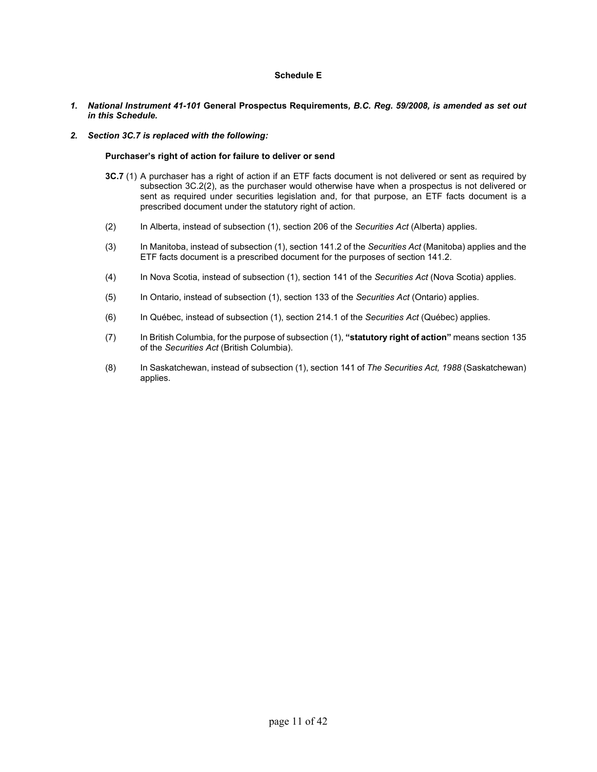**Schedule E**

1. ***National Instrument 41-101* General Prospectus Requirements*, B.C. Reg. 59/2008, is amended as set out in this Schedule.***

2. ***Section 3C.7 is replaced with the following:***

**Purchaser's right of action for failure to deliver or send**

**3C.7** (1) A purchaser has a right of action if an ETF facts document is not delivered or sent as required by subsection 3C.2(2), as the purchaser would otherwise have when a prospectus is not delivered or sent as required under securities legislation and, for that purpose, an ETF facts document is a prescribed document under the statutory right of action.

(2) In Alberta, instead of subsection (1), section 206 of the *Securities Act* (Alberta) applies.

(3) In Manitoba, instead of subsection (1), section 141.2 of the *Securities Act* (Manitoba) applies and the ETF facts document is a prescribed document for the purposes of section 141.2.

(4) In Nova Scotia, instead of subsection (1), section 141 of the *Securities Act* (Nova Scotia) applies.

(5) In Ontario, instead of subsection (1), section 133 of the *Securities Act* (Ontario) applies.

(6) In Québec, instead of subsection (1), section 214.1 of the *Securities Act* (Québec) applies.

(7) In British Columbia, for the purpose of subsection (1), **"statutory right of action"** means section 135 of the *Securities Act* (British Columbia).

(8) In Saskatchewan, instead of subsection (1), section 141 of *The Securities Act, 1988* (Saskatchewan) applies.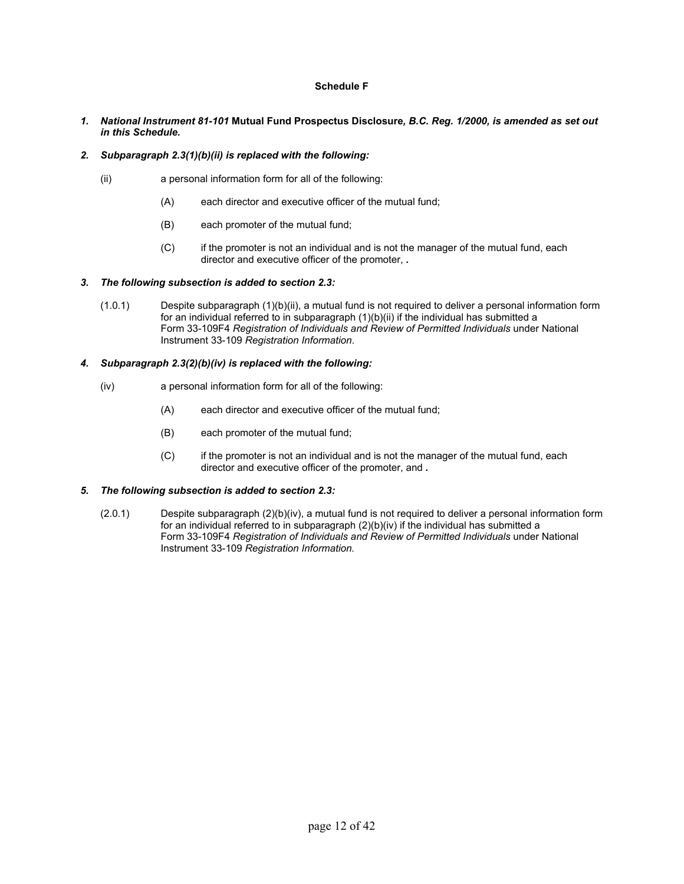**Schedule F**

***1. National Instrument 81-101* Mutual Fund Prospectus Disclosure*, B.C. Reg. 1/2000, is amended as set out in this Schedule.***

***2. Subparagraph 2.3(1)(b)(ii) is replaced with the following:***

(ii) a personal information form for all of the following:

(A) each director and executive officer of the mutual fund;

(B) each promoter of the mutual fund;

(C) if the promoter is not an individual and is not the manager of the mutual fund, each director and executive officer of the promoter, ***.***

***3. The following subsection is added to section 2.3:***

(1.0.1) Despite subparagraph (1)(b)(ii), a mutual fund is not required to deliver a personal information form for an individual referred to in subparagraph (1)(b)(ii) if the individual has submitted a Form 33-109F4 *Registration of Individuals and Review of Permitted Individuals* under National Instrument 33-109 *Registration Information*.

***4. Subparagraph 2.3(2)(b)(iv) is replaced with the following:***

(iv) a personal information form for all of the following:

(A) each director and executive officer of the mutual fund;

(B) each promoter of the mutual fund;

(C) if the promoter is not an individual and is not the manager of the mutual fund, each director and executive officer of the promoter, and ***.***

***5. The following subsection is added to section 2.3:***

(2.0.1) Despite subparagraph (2)(b)(iv), a mutual fund is not required to deliver a personal information form for an individual referred to in subparagraph (2)(b)(iv) if the individual has submitted a Form 33-109F4 *Registration of Individuals and Review of Permitted Individuals* under National Instrument 33-109 *Registration Information.*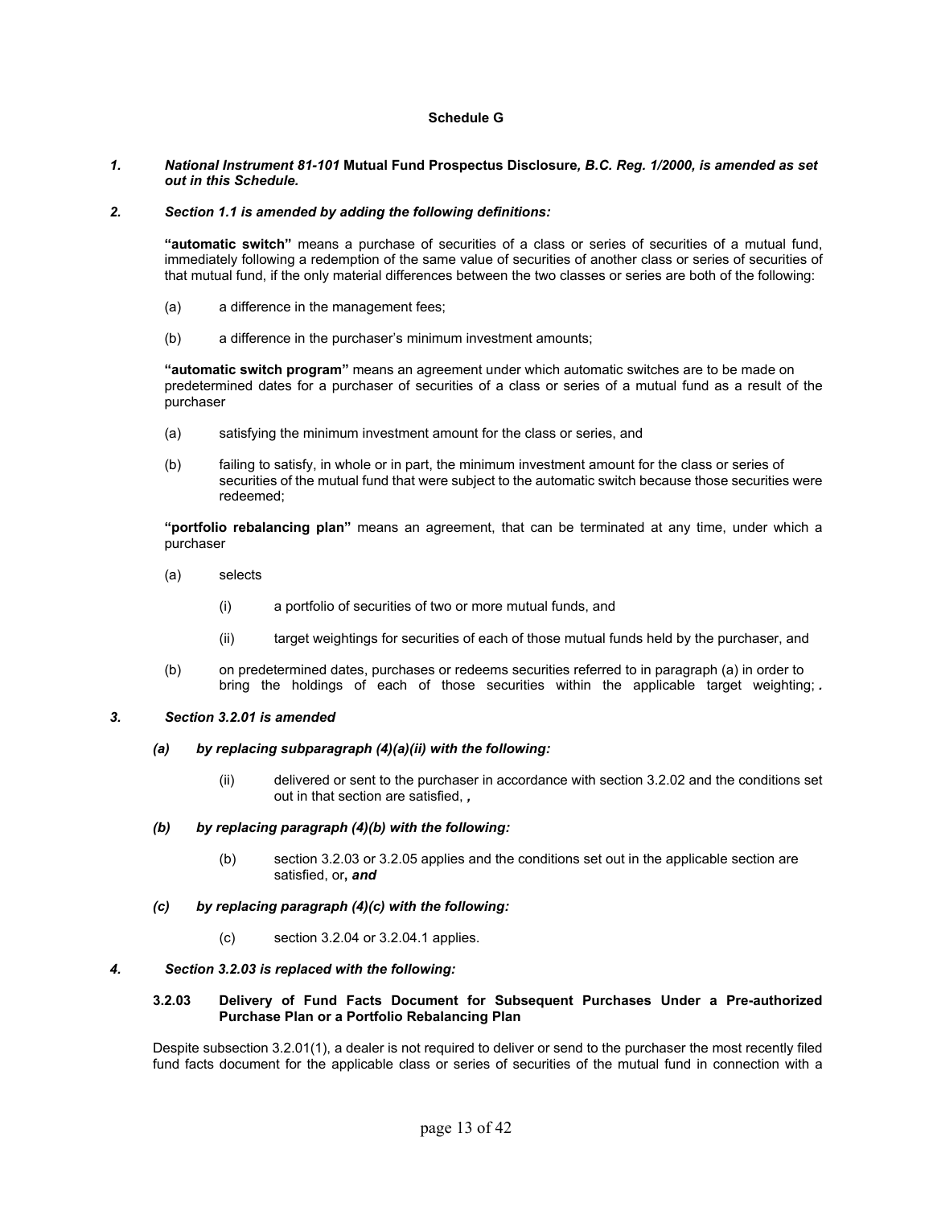**Schedule G**

*1.* ***National Instrument 81-101*** **Mutual Fund Prospectus Disclosure*, B.C. Reg. 1/2000, is amended as set out in this Schedule.***

*2.* ***Section 1.1 is amended by adding the following definitions:***

**"automatic switch"** means a purchase of securities of a class or series of securities of a mutual fund, immediately following a redemption of the same value of securities of another class or series of securities of that mutual fund, if the only material differences between the two classes or series are both of the following:

(a) a difference in the management fees;

(b) a difference in the purchaser's minimum investment amounts;

**"automatic switch program"** means an agreement under which automatic switches are to be made on predetermined dates for a purchaser of securities of a class or series of a mutual fund as a result of the purchaser

(a) satisfying the minimum investment amount for the class or series, and

(b) failing to satisfy, in whole or in part, the minimum investment amount for the class or series of securities of the mutual fund that were subject to the automatic switch because those securities were redeemed;

**"portfolio rebalancing plan"** means an agreement, that can be terminated at any time, under which a purchaser

(a) selects

(i) a portfolio of securities of two or more mutual funds, and

(ii) target weightings for securities of each of those mutual funds held by the purchaser, and

(b) on predetermined dates, purchases or redeems securities referred to in paragraph (a) in order to bring the holdings of each of those securities within the applicable target weighting; **.**

*3.* ***Section 3.2.01 is amended***

***(a) by replacing subparagraph (4)(a)(ii) with the following:***

(ii) delivered or sent to the purchaser in accordance with section 3.2.02 and the conditions set out in that section are satisfied, ***,***

***(b) by replacing paragraph (4)(b) with the following:***

(b) section 3.2.03 or 3.2.05 applies and the conditions set out in the applicable section are satisfied, or**, *and***

***(c) by replacing paragraph (4)(c) with the following:***

(c) section 3.2.04 or 3.2.04.1 applies.

*4.* ***Section 3.2.03 is replaced with the following:***

**3.2.03 Delivery of Fund Facts Document for Subsequent Purchases Under a Pre-authorized Purchase Plan or a Portfolio Rebalancing Plan**

Despite subsection 3.2.01(1), a dealer is not required to deliver or send to the purchaser the most recently filed fund facts document for the applicable class or series of securities of the mutual fund in connection with a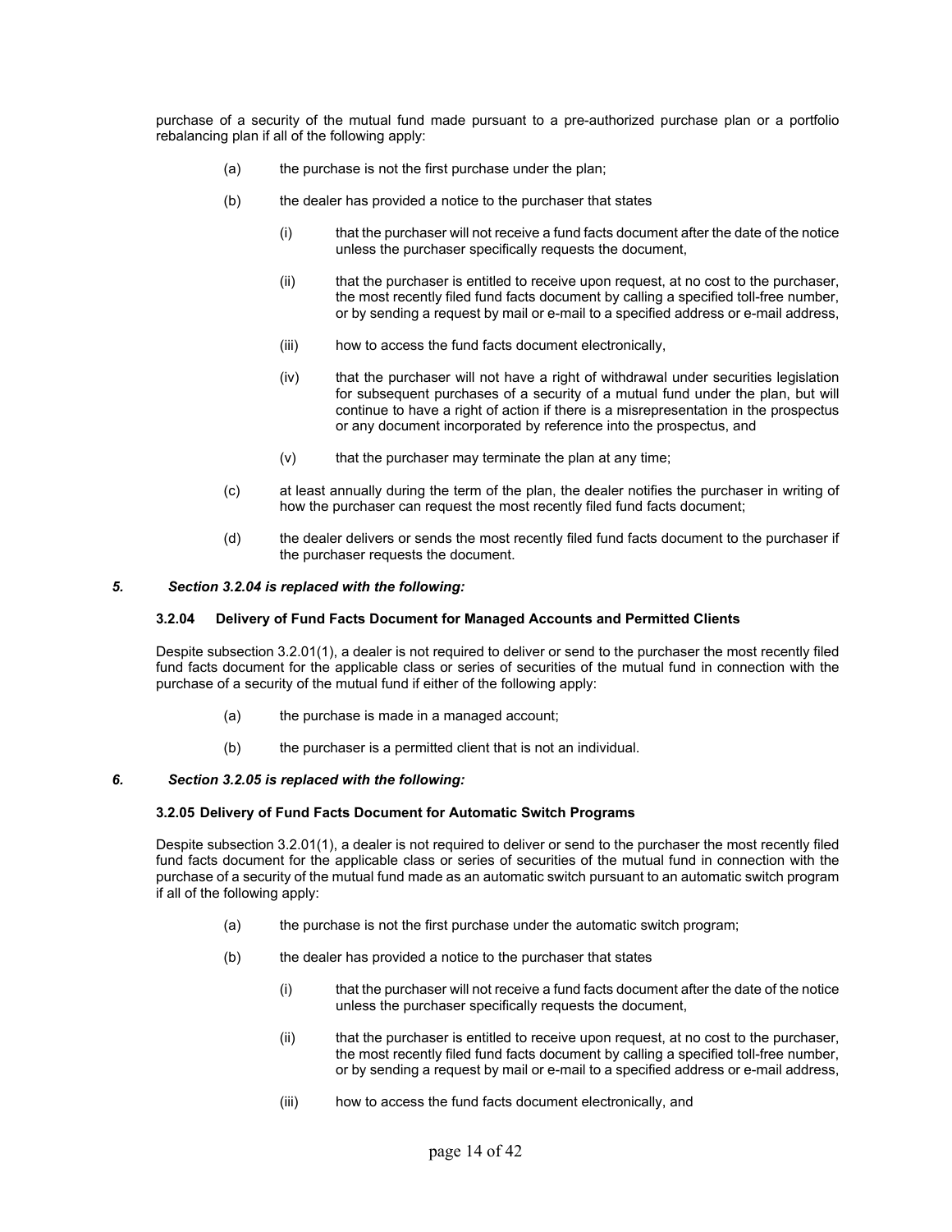purchase of a security of the mutual fund made pursuant to a pre-authorized purchase plan or a portfolio rebalancing plan if all of the following apply:

(a) the purchase is not the first purchase under the plan;

(b) the dealer has provided a notice to the purchaser that states

(i) that the purchaser will not receive a fund facts document after the date of the notice unless the purchaser specifically requests the document,

(ii) that the purchaser is entitled to receive upon request, at no cost to the purchaser, the most recently filed fund facts document by calling a specified toll-free number, or by sending a request by mail or e-mail to a specified address or e-mail address,

(iii) how to access the fund facts document electronically,

(iv) that the purchaser will not have a right of withdrawal under securities legislation for subsequent purchases of a security of a mutual fund under the plan, but will continue to have a right of action if there is a misrepresentation in the prospectus or any document incorporated by reference into the prospectus, and

(v) that the purchaser may terminate the plan at any time;

(c) at least annually during the term of the plan, the dealer notifies the purchaser in writing of how the purchaser can request the most recently filed fund facts document;

(d) the dealer delivers or sends the most recently filed fund facts document to the purchaser if the purchaser requests the document.

***5. Section 3.2.04 is replaced with the following:***

**3.2.04 Delivery of Fund Facts Document for Managed Accounts and Permitted Clients**

Despite subsection 3.2.01(1), a dealer is not required to deliver or send to the purchaser the most recently filed fund facts document for the applicable class or series of securities of the mutual fund in connection with the purchase of a security of the mutual fund if either of the following apply:

(a) the purchase is made in a managed account;

(b) the purchaser is a permitted client that is not an individual.

***6. Section 3.2.05 is replaced with the following:***

**3.2.05 Delivery of Fund Facts Document for Automatic Switch Programs**

Despite subsection 3.2.01(1), a dealer is not required to deliver or send to the purchaser the most recently filed fund facts document for the applicable class or series of securities of the mutual fund in connection with the purchase of a security of the mutual fund made as an automatic switch pursuant to an automatic switch program if all of the following apply:

(a) the purchase is not the first purchase under the automatic switch program;

(b) the dealer has provided a notice to the purchaser that states

(i) that the purchaser will not receive a fund facts document after the date of the notice unless the purchaser specifically requests the document,

(ii) that the purchaser is entitled to receive upon request, at no cost to the purchaser, the most recently filed fund facts document by calling a specified toll-free number, or by sending a request by mail or e-mail to a specified address or e-mail address,

(iii) how to access the fund facts document electronically, and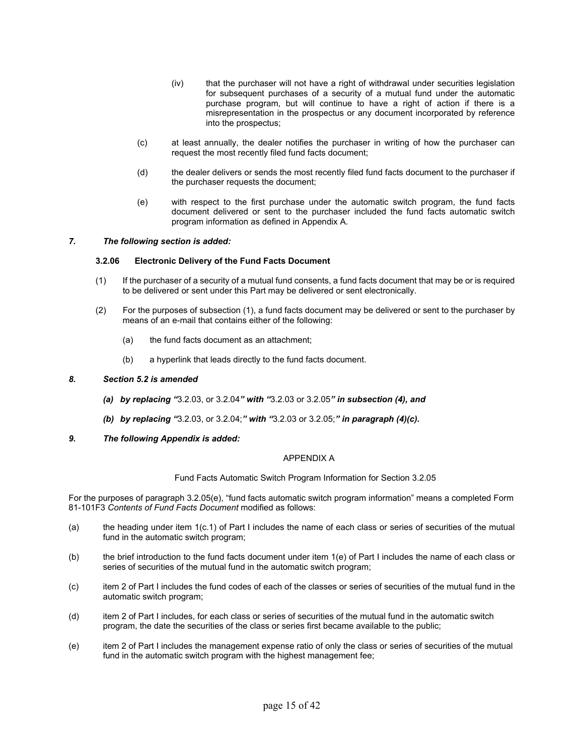(iv) that the purchaser will not have a right of withdrawal under securities legislation for subsequent purchases of a security of a mutual fund under the automatic purchase program, but will continue to have a right of action if there is a misrepresentation in the prospectus or any document incorporated by reference into the prospectus;

(c) at least annually, the dealer notifies the purchaser in writing of how the purchaser can request the most recently filed fund facts document;

(d) the dealer delivers or sends the most recently filed fund facts document to the purchaser if the purchaser requests the document;

(e) with respect to the first purchase under the automatic switch program, the fund facts document delivered or sent to the purchaser included the fund facts automatic switch program information as defined in Appendix A.

***7. The following section is added:***

**3.2.06 Electronic Delivery of the Fund Facts Document**

(1) If the purchaser of a security of a mutual fund consents, a fund facts document that may be or is required to be delivered or sent under this Part may be delivered or sent electronically.

(2) For the purposes of subsection (1), a fund facts document may be delivered or sent to the purchaser by means of an e-mail that contains either of the following:

(a) the fund facts document as an attachment;

(b) a hyperlink that leads directly to the fund facts document.

***8. Section 5.2 is amended***

***(a) by replacing "***3.2.03, or 3.2.04***" with "***3.2.03 or 3.2.05***" in subsection (4), and***

***(b) by replacing "***3.2.03, or 3.2.04;***" with "***3.2.03 or 3.2.05;***" in paragraph (4)(c).***

***9. The following Appendix is added:***

APPENDIX A

Fund Facts Automatic Switch Program Information for Section 3.2.05

For the purposes of paragraph 3.2.05(e), "fund facts automatic switch program information" means a completed Form 81-101F3 *Contents of Fund Facts Document* modified as follows:

(a) the heading under item 1(c.1) of Part I includes the name of each class or series of securities of the mutual fund in the automatic switch program;

(b) the brief introduction to the fund facts document under item 1(e) of Part I includes the name of each class or series of securities of the mutual fund in the automatic switch program;

(c) item 2 of Part I includes the fund codes of each of the classes or series of securities of the mutual fund in the automatic switch program;

(d) item 2 of Part I includes, for each class or series of securities of the mutual fund in the automatic switch program, the date the securities of the class or series first became available to the public;

(e) item 2 of Part I includes the management expense ratio of only the class or series of securities of the mutual fund in the automatic switch program with the highest management fee;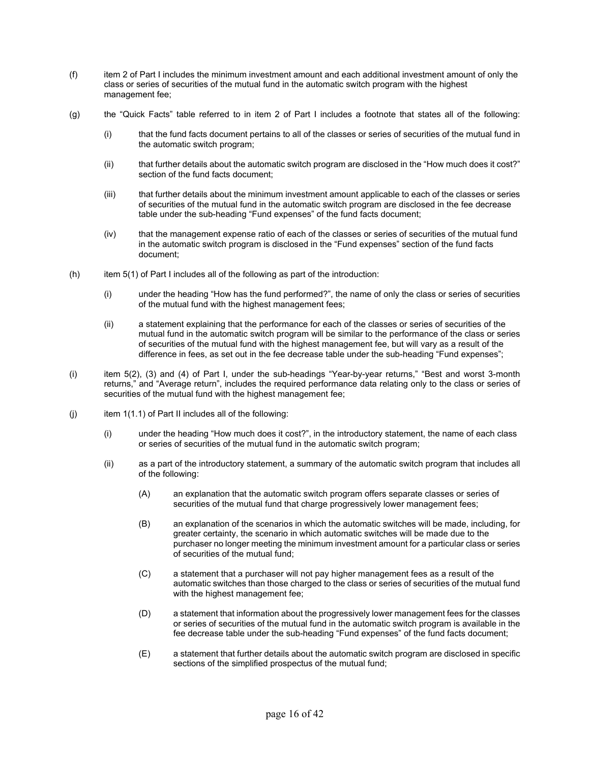(f) item 2 of Part I includes the minimum investment amount and each additional investment amount of only the class or series of securities of the mutual fund in the automatic switch program with the highest management fee;

(g) the "Quick Facts" table referred to in item 2 of Part I includes a footnote that states all of the following:

  (i) that the fund facts document pertains to all of the classes or series of securities of the mutual fund in the automatic switch program;

  (ii) that further details about the automatic switch program are disclosed in the "How much does it cost?" section of the fund facts document;

  (iii) that further details about the minimum investment amount applicable to each of the classes or series of securities of the mutual fund in the automatic switch program are disclosed in the fee decrease table under the sub-heading "Fund expenses" of the fund facts document;

  (iv) that the management expense ratio of each of the classes or series of securities of the mutual fund in the automatic switch program is disclosed in the "Fund expenses" section of the fund facts document;

(h) item 5(1) of Part I includes all of the following as part of the introduction:

  (i) under the heading "How has the fund performed?", the name of only the class or series of securities of the mutual fund with the highest management fees;

  (ii) a statement explaining that the performance for each of the classes or series of securities of the mutual fund in the automatic switch program will be similar to the performance of the class or series of securities of the mutual fund with the highest management fee, but will vary as a result of the difference in fees, as set out in the fee decrease table under the sub-heading "Fund expenses";

(i) item 5(2), (3) and (4) of Part I, under the sub-headings "Year-by-year returns," "Best and worst 3-month returns," and "Average return", includes the required performance data relating only to the class or series of securities of the mutual fund with the highest management fee;

(j) item 1(1.1) of Part II includes all of the following:

  (i) under the heading "How much does it cost?", in the introductory statement, the name of each class or series of securities of the mutual fund in the automatic switch program;

  (ii) as a part of the introductory statement, a summary of the automatic switch program that includes all of the following:

    (A) an explanation that the automatic switch program offers separate classes or series of securities of the mutual fund that charge progressively lower management fees;

    (B) an explanation of the scenarios in which the automatic switches will be made, including, for greater certainty, the scenario in which automatic switches will be made due to the purchaser no longer meeting the minimum investment amount for a particular class or series of securities of the mutual fund;

    (C) a statement that a purchaser will not pay higher management fees as a result of the automatic switches than those charged to the class or series of securities of the mutual fund with the highest management fee;

    (D) a statement that information about the progressively lower management fees for the classes or series of securities of the mutual fund in the automatic switch program is available in the fee decrease table under the sub-heading "Fund expenses" of the fund facts document;

    (E) a statement that further details about the automatic switch program are disclosed in specific sections of the simplified prospectus of the mutual fund;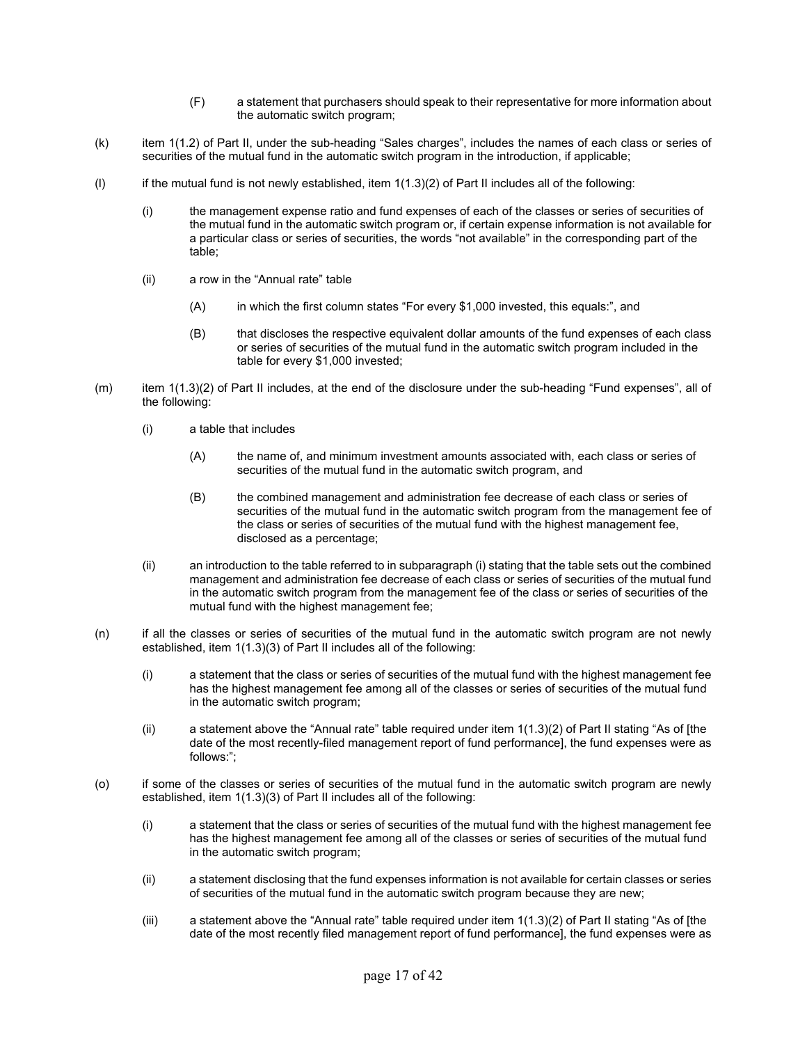(F) a statement that purchasers should speak to their representative for more information about the automatic switch program;

(k) item 1(1.2) of Part II, under the sub-heading "Sales charges", includes the names of each class or series of securities of the mutual fund in the automatic switch program in the introduction, if applicable;

(l) if the mutual fund is not newly established, item 1(1.3)(2) of Part II includes all of the following:

(i) the management expense ratio and fund expenses of each of the classes or series of securities of the mutual fund in the automatic switch program or, if certain expense information is not available for a particular class or series of securities, the words "not available" in the corresponding part of the table;

(ii) a row in the "Annual rate" table

(A) in which the first column states "For every $1,000 invested, this equals:", and

(B) that discloses the respective equivalent dollar amounts of the fund expenses of each class or series of securities of the mutual fund in the automatic switch program included in the table for every $1,000 invested;

(m) item 1(1.3)(2) of Part II includes, at the end of the disclosure under the sub-heading "Fund expenses", all of the following:

(i) a table that includes

(A) the name of, and minimum investment amounts associated with, each class or series of securities of the mutual fund in the automatic switch program, and

(B) the combined management and administration fee decrease of each class or series of securities of the mutual fund in the automatic switch program from the management fee of the class or series of securities of the mutual fund with the highest management fee, disclosed as a percentage;

(ii) an introduction to the table referred to in subparagraph (i) stating that the table sets out the combined management and administration fee decrease of each class or series of securities of the mutual fund in the automatic switch program from the management fee of the class or series of securities of the mutual fund with the highest management fee;

(n) if all the classes or series of securities of the mutual fund in the automatic switch program are not newly established, item 1(1.3)(3) of Part II includes all of the following:

(i) a statement that the class or series of securities of the mutual fund with the highest management fee has the highest management fee among all of the classes or series of securities of the mutual fund in the automatic switch program;

(ii) a statement above the "Annual rate" table required under item 1(1.3)(2) of Part II stating "As of [the date of the most recently-filed management report of fund performance], the fund expenses were as follows:";

(o) if some of the classes or series of securities of the mutual fund in the automatic switch program are newly established, item 1(1.3)(3) of Part II includes all of the following:

(i) a statement that the class or series of securities of the mutual fund with the highest management fee has the highest management fee among all of the classes or series of securities of the mutual fund in the automatic switch program;

(ii) a statement disclosing that the fund expenses information is not available for certain classes or series of securities of the mutual fund in the automatic switch program because they are new;

(iii) a statement above the "Annual rate" table required under item 1(1.3)(2) of Part II stating "As of [the date of the most recently filed management report of fund performance], the fund expenses were as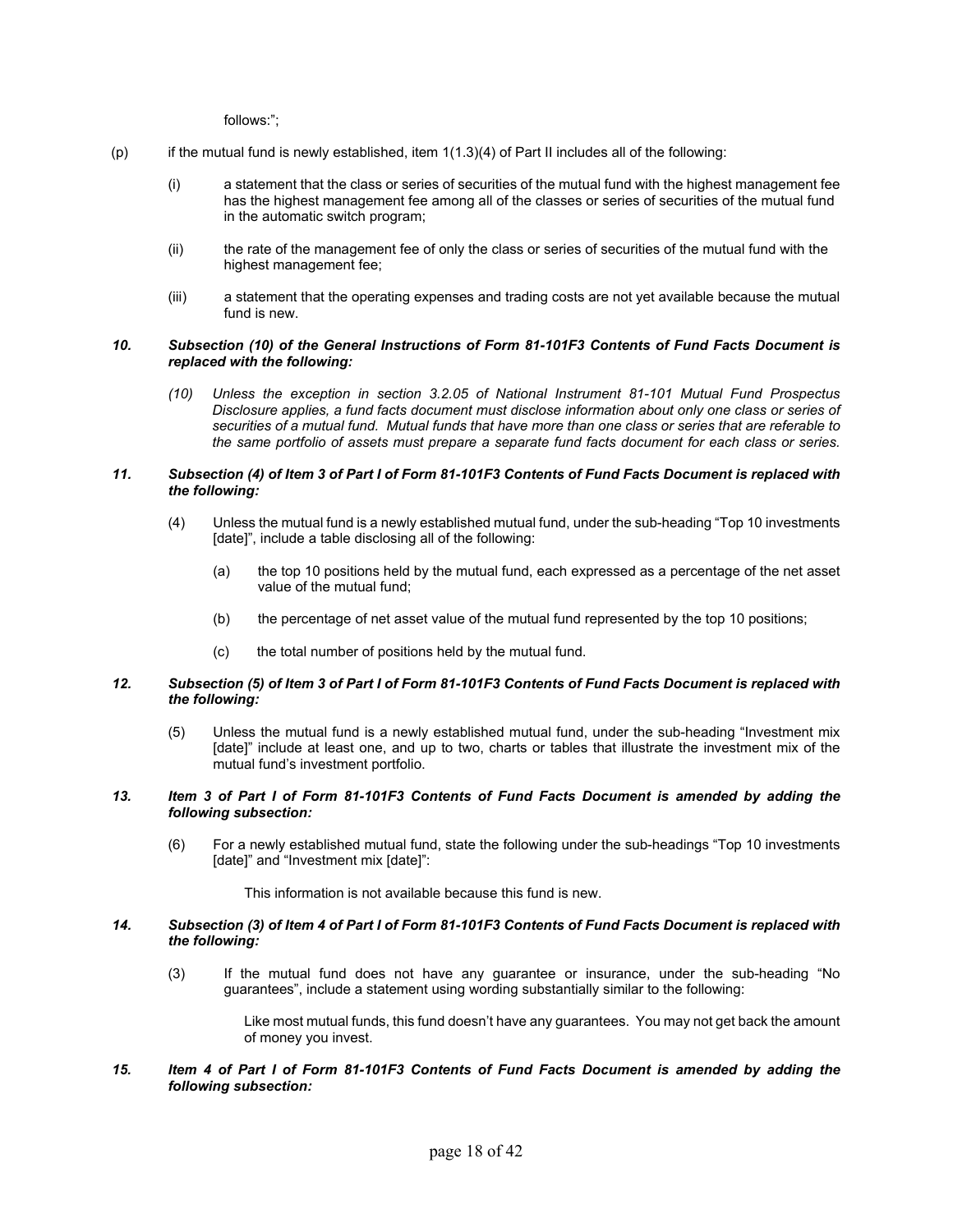follows:";

(p) if the mutual fund is newly established, item 1(1.3)(4) of Part II includes all of the following:

 (i) a statement that the class or series of securities of the mutual fund with the highest management fee has the highest management fee among all of the classes or series of securities of the mutual fund in the automatic switch program;

 (ii) the rate of the management fee of only the class or series of securities of the mutual fund with the highest management fee;

 (iii) a statement that the operating expenses and trading costs are not yet available because the mutual fund is new.

***10. Subsection (10) of the General Instructions of Form 81-101F3 Contents of Fund Facts Document is replaced with the following:***

*(10) Unless the exception in section 3.2.05 of National Instrument 81-101 Mutual Fund Prospectus Disclosure applies, a fund facts document must disclose information about only one class or series of securities of a mutual fund. Mutual funds that have more than one class or series that are referable to the same portfolio of assets must prepare a separate fund facts document for each class or series.*

***11. Subsection (4) of Item 3 of Part I of Form 81-101F3 Contents of Fund Facts Document is replaced with the following:***

(4) Unless the mutual fund is a newly established mutual fund, under the sub-heading "Top 10 investments [date]", include a table disclosing all of the following:

 (a) the top 10 positions held by the mutual fund, each expressed as a percentage of the net asset value of the mutual fund;

 (b) the percentage of net asset value of the mutual fund represented by the top 10 positions;

 (c) the total number of positions held by the mutual fund.

***12. Subsection (5) of Item 3 of Part I of Form 81-101F3 Contents of Fund Facts Document is replaced with the following:***

(5) Unless the mutual fund is a newly established mutual fund, under the sub-heading "Investment mix [date]" include at least one, and up to two, charts or tables that illustrate the investment mix of the mutual fund's investment portfolio.

***13. Item 3 of Part I of Form 81-101F3 Contents of Fund Facts Document is amended by adding the following subsection:***

(6) For a newly established mutual fund, state the following under the sub-headings "Top 10 investments [date]" and "Investment mix [date]":

 This information is not available because this fund is new.

***14. Subsection (3) of Item 4 of Part I of Form 81-101F3 Contents of Fund Facts Document is replaced with the following:***

(3) If the mutual fund does not have any guarantee or insurance, under the sub-heading "No guarantees", include a statement using wording substantially similar to the following:

 Like most mutual funds, this fund doesn't have any guarantees. You may not get back the amount of money you invest.

***15. Item 4 of Part I of Form 81-101F3 Contents of Fund Facts Document is amended by adding the following subsection:***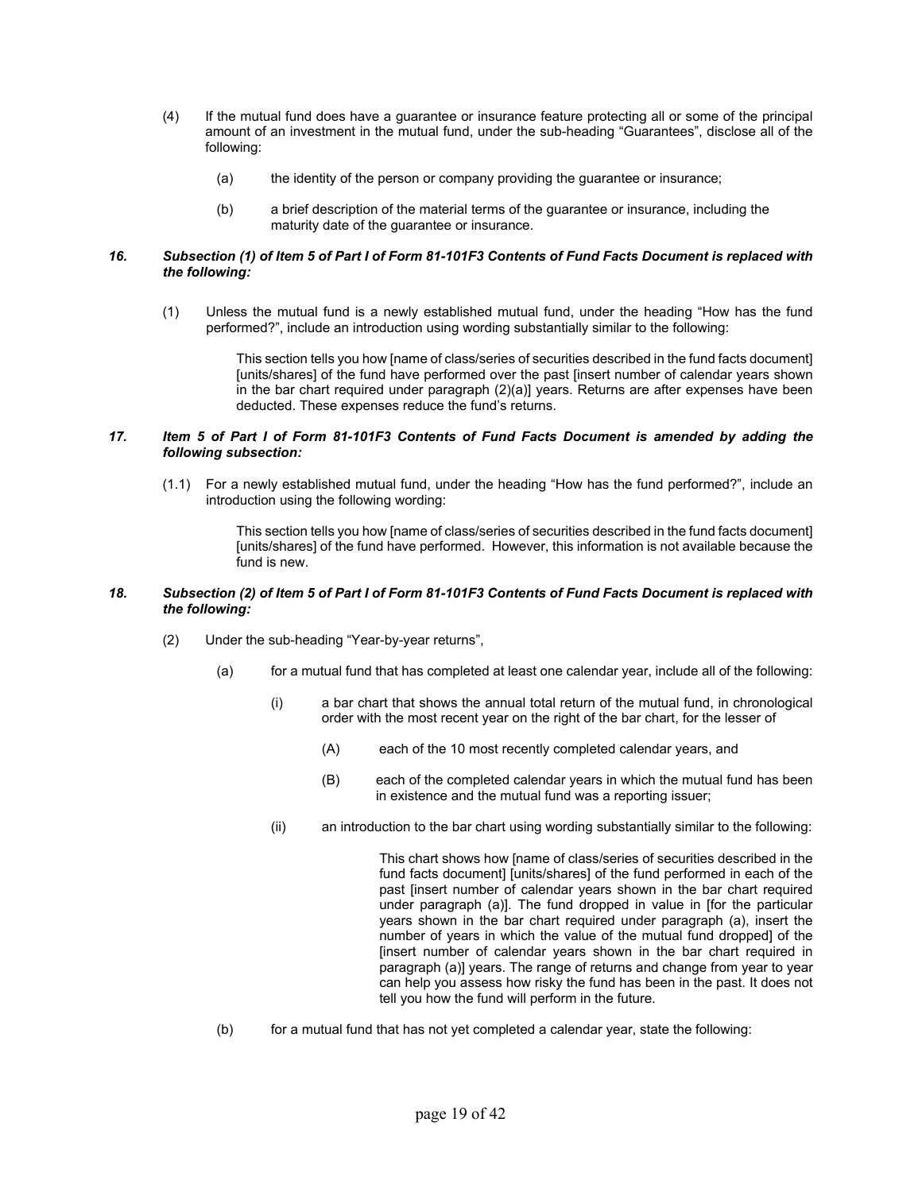(4) If the mutual fund does have a guarantee or insurance feature protecting all or some of the principal amount of an investment in the mutual fund, under the sub-heading “Guarantees”, disclose all of the following:

  (a) the identity of the person or company providing the guarantee or insurance;

  (b) a brief description of the material terms of the guarantee or insurance, including the maturity date of the guarantee or insurance.

***16. Subsection (1) of Item 5 of Part I of Form 81-101F3 Contents of Fund Facts Document is replaced with the following:***

(1) Unless the mutual fund is a newly established mutual fund, under the heading “How has the fund performed?”, include an introduction using wording substantially similar to the following:

> This section tells you how [name of class/series of securities described in the fund facts document] [units/shares] of the fund have performed over the past [insert number of calendar years shown in the bar chart required under paragraph (2)(a)] years. Returns are after expenses have been deducted. These expenses reduce the fund’s returns.

***17. Item 5 of Part I of Form 81-101F3 Contents of Fund Facts Document is amended by adding the following subsection:***

(1.1) For a newly established mutual fund, under the heading “How has the fund performed?”, include an introduction using the following wording:

> This section tells you how [name of class/series of securities described in the fund facts document] [units/shares] of the fund have performed. However, this information is not available because the fund is new.

***18. Subsection (2) of Item 5 of Part I of Form 81-101F3 Contents of Fund Facts Document is replaced with the following:***

(2) Under the sub-heading “Year-by-year returns”,

  (a) for a mutual fund that has completed at least one calendar year, include all of the following:

    (i) a bar chart that shows the annual total return of the mutual fund, in chronological order with the most recent year on the right of the bar chart, for the lesser of

      (A) each of the 10 most recently completed calendar years, and

      (B) each of the completed calendar years in which the mutual fund has been in existence and the mutual fund was a reporting issuer;

    (ii) an introduction to the bar chart using wording substantially similar to the following:

> This chart shows how [name of class/series of securities described in the fund facts document] [units/shares] of the fund performed in each of the past [insert number of calendar years shown in the bar chart required under paragraph (a)]. The fund dropped in value in [for the particular years shown in the bar chart required under paragraph (a), insert the number of years in which the value of the mutual fund dropped] of the [insert number of calendar years shown in the bar chart required in paragraph (a)] years. The range of returns and change from year to year can help you assess how risky the fund has been in the past. It does not tell you how the fund will perform in the future.

  (b) for a mutual fund that has not yet completed a calendar year, state the following: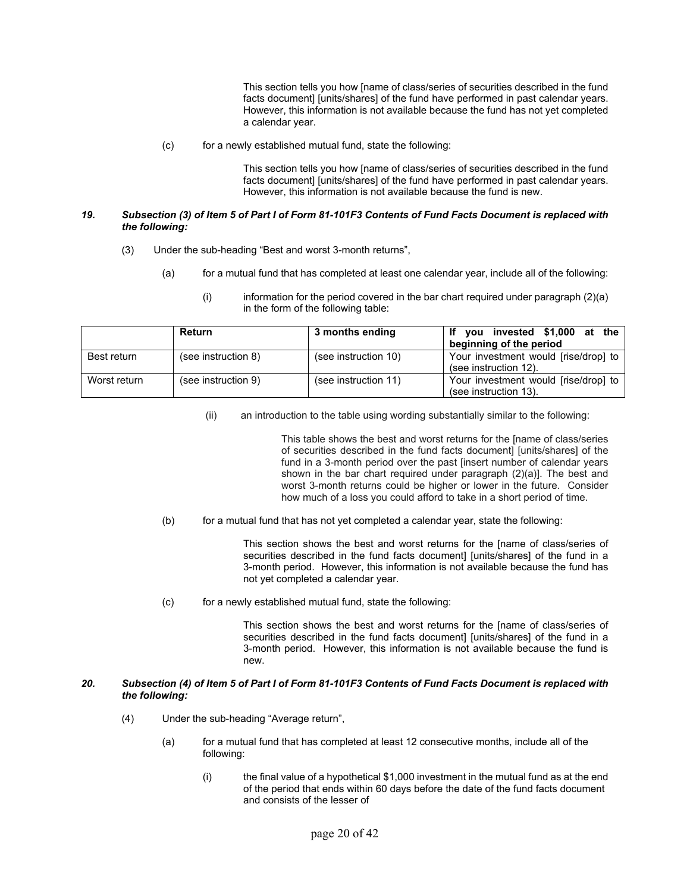This section tells you how [name of class/series of securities described in the fund facts document] [units/shares] of the fund have performed in past calendar years. However, this information is not available because the fund has not yet completed a calendar year.

(c) for a newly established mutual fund, state the following:

This section tells you how [name of class/series of securities described in the fund facts document] [units/shares] of the fund have performed in past calendar years. However, this information is not available because the fund is new.

***19. Subsection (3) of Item 5 of Part I of Form 81-101F3 Contents of Fund Facts Document is replaced with the following:***

(3) Under the sub-heading "Best and worst 3-month returns",

(a) for a mutual fund that has completed at least one calendar year, include all of the following:

(i) information for the period covered in the bar chart required under paragraph (2)(a) in the form of the following table:

| | **Return** | **3 months ending** | **If you invested $1,000 at the beginning of the period** |
|---|---|---|---|
| Best return | (see instruction 8) | (see instruction 10) | Your investment would [rise/drop] to (see instruction 12). |
| Worst return | (see instruction 9) | (see instruction 11) | Your investment would [rise/drop] to (see instruction 13). |

(ii) an introduction to the table using wording substantially similar to the following:

This table shows the best and worst returns for the [name of class/series of securities described in the fund facts document] [units/shares] of the fund in a 3-month period over the past [insert number of calendar years shown in the bar chart required under paragraph (2)(a)]. The best and worst 3-month returns could be higher or lower in the future. Consider how much of a loss you could afford to take in a short period of time.

(b) for a mutual fund that has not yet completed a calendar year, state the following:

This section shows the best and worst returns for the [name of class/series of securities described in the fund facts document] [units/shares] of the fund in a 3-month period. However, this information is not available because the fund has not yet completed a calendar year.

(c) for a newly established mutual fund, state the following:

This section shows the best and worst returns for the [name of class/series of securities described in the fund facts document] [units/shares] of the fund in a 3-month period. However, this information is not available because the fund is new.

***20. Subsection (4) of Item 5 of Part I of Form 81-101F3 Contents of Fund Facts Document is replaced with the following:***

(4) Under the sub-heading "Average return",

(a) for a mutual fund that has completed at least 12 consecutive months, include all of the following:

(i) the final value of a hypothetical $1,000 investment in the mutual fund as at the end of the period that ends within 60 days before the date of the fund facts document and consists of the lesser of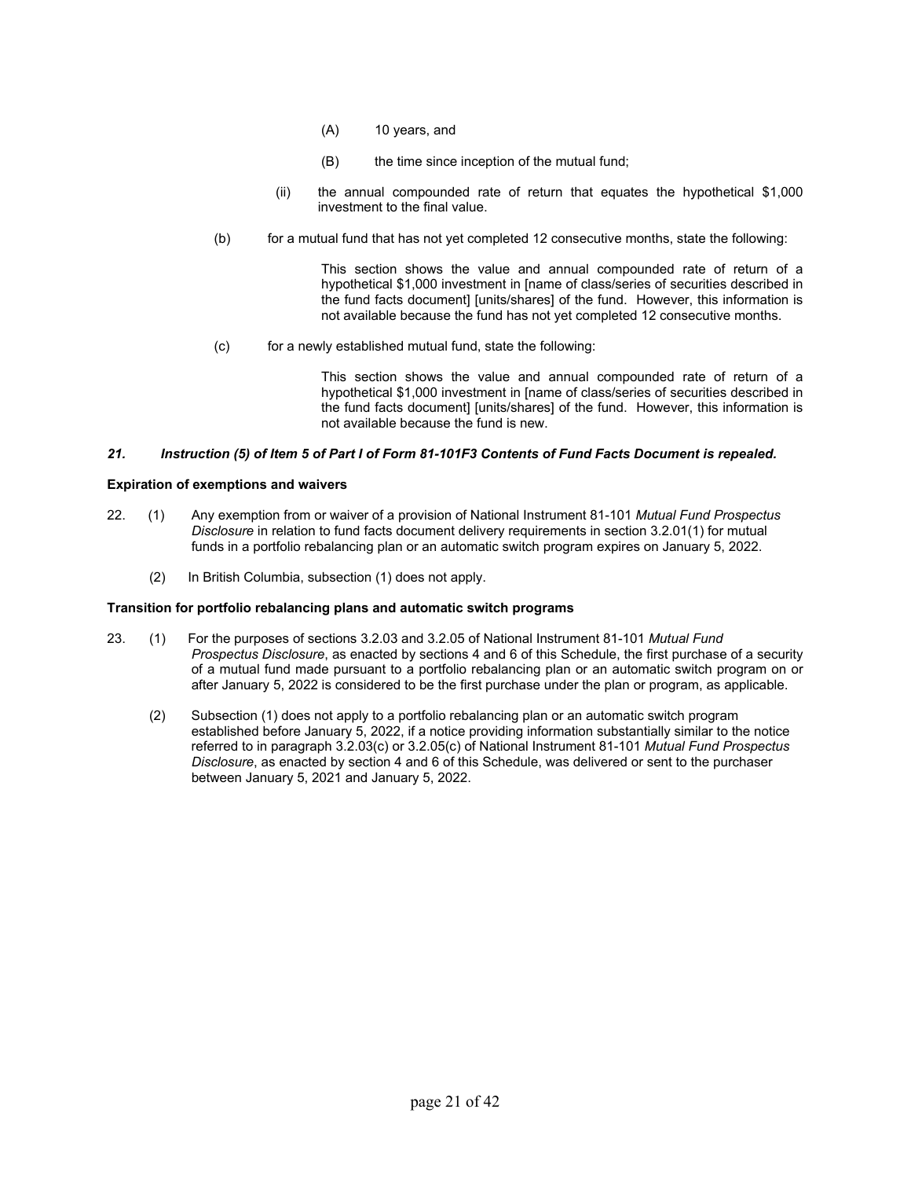(A) 10 years, and

(B) the time since inception of the mutual fund;

(ii) the annual compounded rate of return that equates the hypothetical $1,000 investment to the final value.

(b) for a mutual fund that has not yet completed 12 consecutive months, state the following:

> This section shows the value and annual compounded rate of return of a hypothetical $1,000 investment in [name of class/series of securities described in the fund facts document] [units/shares] of the fund. However, this information is not available because the fund has not yet completed 12 consecutive months.

(c) for a newly established mutual fund, state the following:

> This section shows the value and annual compounded rate of return of a hypothetical $1,000 investment in [name of class/series of securities described in the fund facts document] [units/shares] of the fund. However, this information is not available because the fund is new.

***21. Instruction (5) of Item 5 of Part I of Form 81-101F3 Contents of Fund Facts Document is repealed.***

**Expiration of exemptions and waivers**

22. (1) Any exemption from or waiver of a provision of National Instrument 81-101 *Mutual Fund Prospectus Disclosure* in relation to fund facts document delivery requirements in section 3.2.01(1) for mutual funds in a portfolio rebalancing plan or an automatic switch program expires on January 5, 2022.

(2) In British Columbia, subsection (1) does not apply.

**Transition for portfolio rebalancing plans and automatic switch programs**

23. (1) For the purposes of sections 3.2.03 and 3.2.05 of National Instrument 81-101 *Mutual Fund Prospectus Disclosure*, as enacted by sections 4 and 6 of this Schedule, the first purchase of a security of a mutual fund made pursuant to a portfolio rebalancing plan or an automatic switch program on or after January 5, 2022 is considered to be the first purchase under the plan or program, as applicable.

(2) Subsection (1) does not apply to a portfolio rebalancing plan or an automatic switch program established before January 5, 2022, if a notice providing information substantially similar to the notice referred to in paragraph 3.2.03(c) or 3.2.05(c) of National Instrument 81-101 *Mutual Fund Prospectus Disclosure*, as enacted by section 4 and 6 of this Schedule, was delivered or sent to the purchaser between January 5, 2021 and January 5, 2022.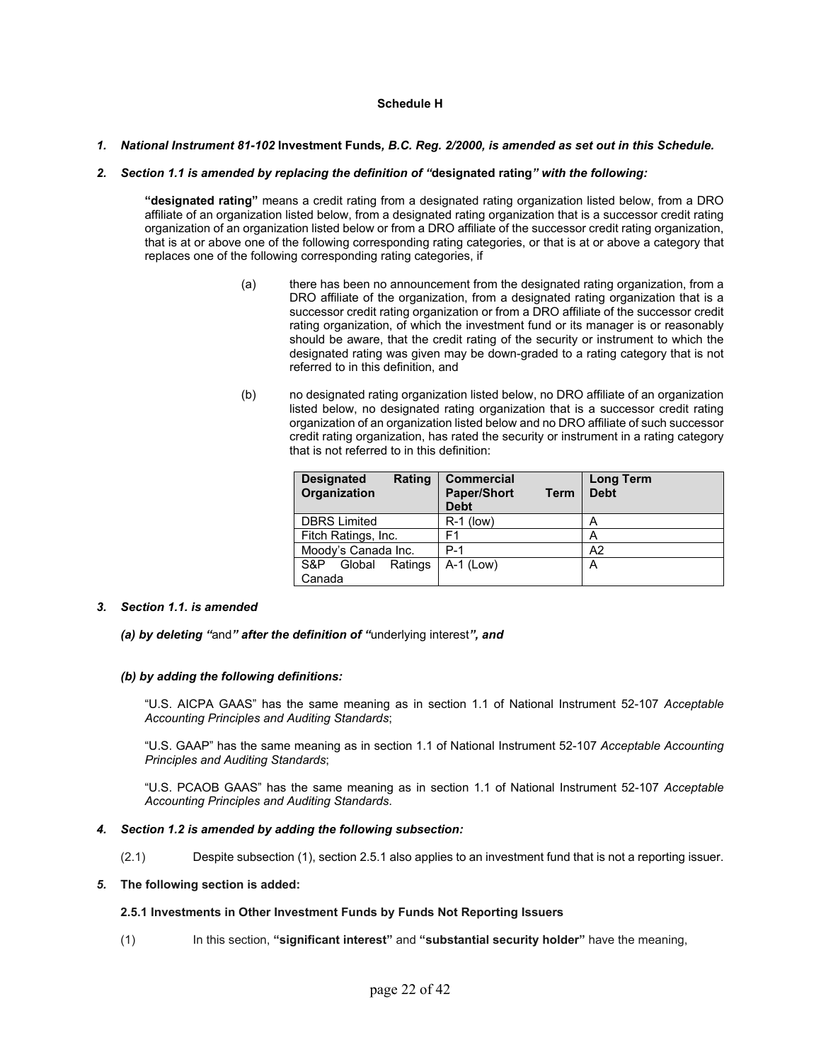**Schedule H**

***1. National Instrument 81-102* Investment Funds*, B.C. Reg. 2/2000, is amended as set out in this Schedule.***

***2. Section 1.1 is amended by replacing the definition of "*designated rating*" with the following:***

**"designated rating"** means a credit rating from a designated rating organization listed below, from a DRO affiliate of an organization listed below, from a designated rating organization that is a successor credit rating organization of an organization listed below or from a DRO affiliate of the successor credit rating organization, that is at or above one of the following corresponding rating categories, or that is at or above a category that replaces one of the following corresponding rating categories, if

(a) there has been no announcement from the designated rating organization, from a DRO affiliate of the organization, from a designated rating organization that is a successor credit rating organization or from a DRO affiliate of the successor credit rating organization, of which the investment fund or its manager is or reasonably should be aware, that the credit rating of the security or instrument to which the designated rating was given may be down-graded to a rating category that is not referred to in this definition, and

(b) no designated rating organization listed below, no DRO affiliate of an organization listed below, no designated rating organization that is a successor credit rating organization of an organization listed below and no DRO affiliate of such successor credit rating organization, has rated the security or instrument in a rating category that is not referred to in this definition:

| **Designated Rating Organization** | **Commercial Paper/Short Term Debt** | **Long Term Debt** |
|---|---|---|
| DBRS Limited | R-1 (low) | A |
| Fitch Ratings, Inc. | F1 | A |
| Moody's Canada Inc. | P-1 | A2 |
| S&P Global Ratings Canada | A-1 (Low) | A |

***3. Section 1.1. is amended***

***(a) by deleting "*and*" after the definition of "*underlying interest*", and***

***(b) by adding the following definitions:***

"U.S. AICPA GAAS" has the same meaning as in section 1.1 of National Instrument 52-107 *Acceptable Accounting Principles and Auditing Standards*;

"U.S. GAAP" has the same meaning as in section 1.1 of National Instrument 52-107 *Acceptable Accounting Principles and Auditing Standards*;

"U.S. PCAOB GAAS" has the same meaning as in section 1.1 of National Instrument 52-107 *Acceptable Accounting Principles and Auditing Standards*.

***4. Section 1.2 is amended by adding the following subsection:***

(2.1) Despite subsection (1), section 2.5.1 also applies to an investment fund that is not a reporting issuer.

***5.* The following section is added:**

**2.5.1 Investments in Other Investment Funds by Funds Not Reporting Issuers**

(1) In this section, **"significant interest"** and **"substantial security holder"** have the meaning,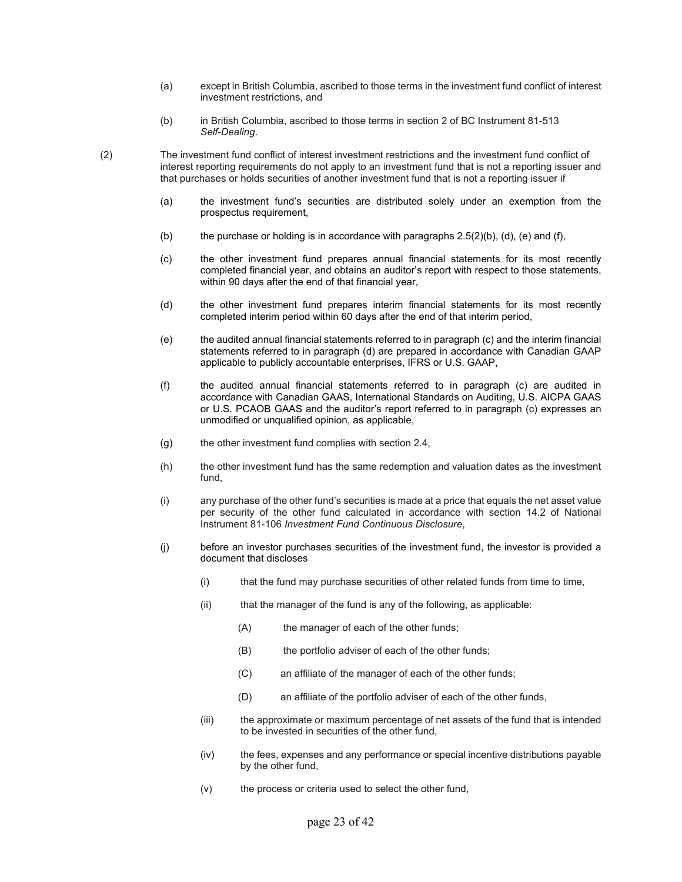(a) except in British Columbia, ascribed to those terms in the investment fund conflict of interest investment restrictions, and

(b) in British Columbia, ascribed to those terms in section 2 of BC Instrument 81-513 *Self-Dealing*.

(2) The investment fund conflict of interest investment restrictions and the investment fund conflict of interest reporting requirements do not apply to an investment fund that is not a reporting issuer and that purchases or holds securities of another investment fund that is not a reporting issuer if

(a) the investment fund's securities are distributed solely under an exemption from the prospectus requirement,

(b) the purchase or holding is in accordance with paragraphs 2.5(2)(b), (d), (e) and (f),

(c) the other investment fund prepares annual financial statements for its most recently completed financial year, and obtains an auditor's report with respect to those statements, within 90 days after the end of that financial year,

(d) the other investment fund prepares interim financial statements for its most recently completed interim period within 60 days after the end of that interim period,

(e) the audited annual financial statements referred to in paragraph (c) and the interim financial statements referred to in paragraph (d) are prepared in accordance with Canadian GAAP applicable to publicly accountable enterprises, IFRS or U.S. GAAP,

(f) the audited annual financial statements referred to in paragraph (c) are audited in accordance with Canadian GAAS, International Standards on Auditing, U.S. AICPA GAAS or U.S. PCAOB GAAS and the auditor's report referred to in paragraph (c) expresses an unmodified or unqualified opinion, as applicable,

(g) the other investment fund complies with section 2.4,

(h) the other investment fund has the same redemption and valuation dates as the investment fund,

(i) any purchase of the other fund's securities is made at a price that equals the net asset value per security of the other fund calculated in accordance with section 14.2 of National Instrument 81-106 *Investment Fund Continuous Disclosure*,

(j) before an investor purchases securities of the investment fund, the investor is provided a document that discloses

   (i) that the fund may purchase securities of other related funds from time to time,

   (ii) that the manager of the fund is any of the following, as applicable:

      (A) the manager of each of the other funds;

      (B) the portfolio adviser of each of the other funds;

      (C) an affiliate of the manager of each of the other funds;

      (D) an affiliate of the portfolio adviser of each of the other funds,

   (iii) the approximate or maximum percentage of net assets of the fund that is intended to be invested in securities of the other fund,

   (iv) the fees, expenses and any performance or special incentive distributions payable by the other fund,

   (v) the process or criteria used to select the other fund,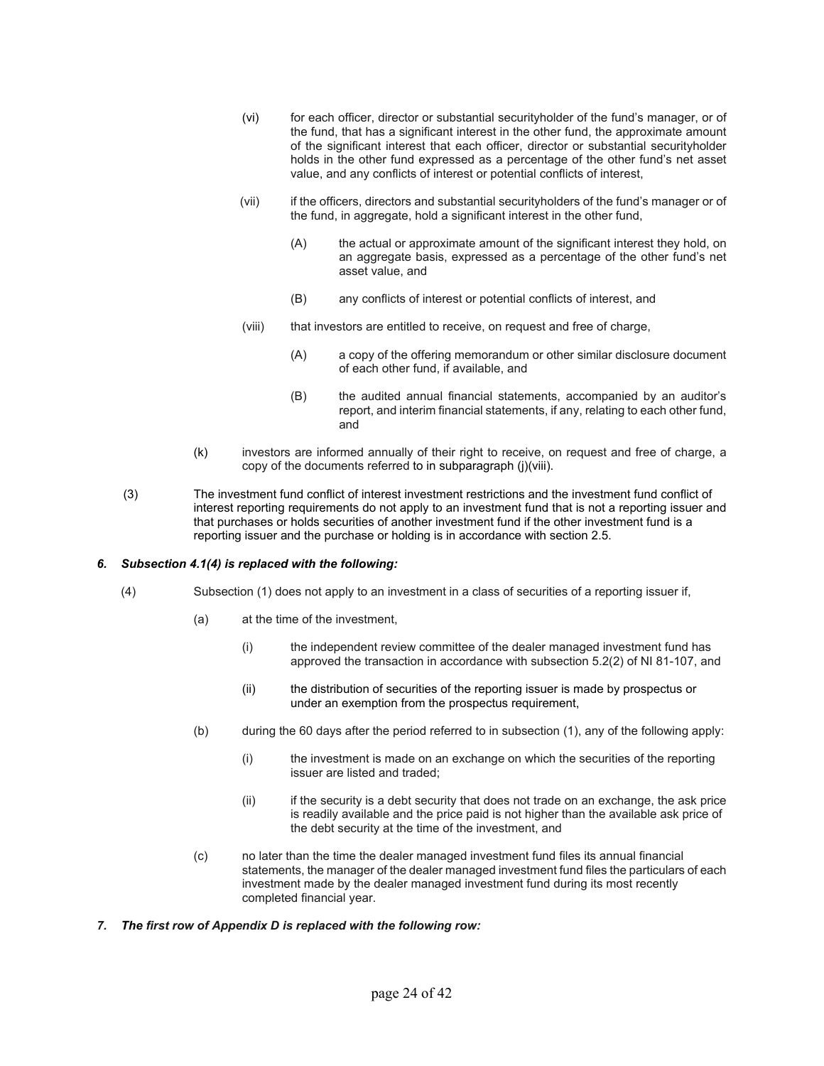(vi) for each officer, director or substantial securityholder of the fund's manager, or of the fund, that has a significant interest in the other fund, the approximate amount of the significant interest that each officer, director or substantial securityholder holds in the other fund expressed as a percentage of the other fund's net asset value, and any conflicts of interest or potential conflicts of interest,

(vii) if the officers, directors and substantial securityholders of the fund's manager or of the fund, in aggregate, hold a significant interest in the other fund,

(A) the actual or approximate amount of the significant interest they hold, on an aggregate basis, expressed as a percentage of the other fund's net asset value, and

(B) any conflicts of interest or potential conflicts of interest, and

(viii) that investors are entitled to receive, on request and free of charge,

(A) a copy of the offering memorandum or other similar disclosure document of each other fund, if available, and

(B) the audited annual financial statements, accompanied by an auditor's report, and interim financial statements, if any, relating to each other fund, and

(k) investors are informed annually of their right to receive, on request and free of charge, a copy of the documents referred to in subparagraph (j)(viii).

(3) The investment fund conflict of interest investment restrictions and the investment fund conflict of interest reporting requirements do not apply to an investment fund that is not a reporting issuer and that purchases or holds securities of another investment fund if the other investment fund is a reporting issuer and the purchase or holding is in accordance with section 2.5.

***6. Subsection 4.1(4) is replaced with the following:***

(4) Subsection (1) does not apply to an investment in a class of securities of a reporting issuer if,

(a) at the time of the investment,

(i) the independent review committee of the dealer managed investment fund has approved the transaction in accordance with subsection 5.2(2) of NI 81-107, and

(ii) the distribution of securities of the reporting issuer is made by prospectus or under an exemption from the prospectus requirement,

(b) during the 60 days after the period referred to in subsection (1), any of the following apply:

(i) the investment is made on an exchange on which the securities of the reporting issuer are listed and traded;

(ii) if the security is a debt security that does not trade on an exchange, the ask price is readily available and the price paid is not higher than the available ask price of the debt security at the time of the investment, and

(c) no later than the time the dealer managed investment fund files its annual financial statements, the manager of the dealer managed investment fund files the particulars of each investment made by the dealer managed investment fund during its most recently completed financial year.

***7. The first row of Appendix D is replaced with the following row:***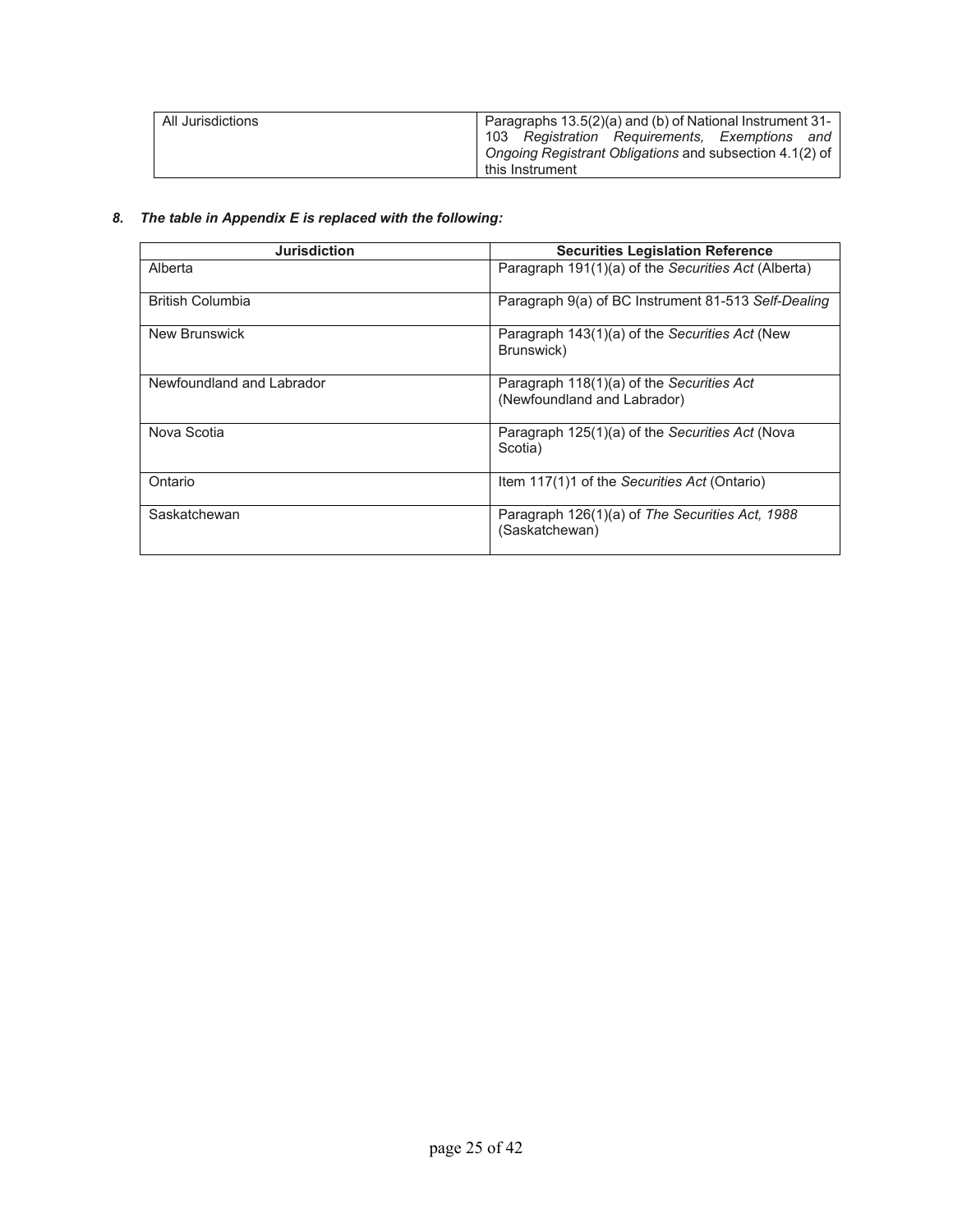| All Jurisdictions | Paragraphs 13.5(2)(a) and (b) of National Instrument 31-103 *Registration Requirements, Exemptions and Ongoing Registrant Obligations* and subsection 4.1(2) of this Instrument |
|---|---|

***8. The table in Appendix E is replaced with the following:***

| Jurisdiction | Securities Legislation Reference |
|---|---|
| Alberta | Paragraph 191(1)(a) of the *Securities Act* (Alberta) |
| British Columbia | Paragraph 9(a) of BC Instrument 81-513 *Self-Dealing* |
| New Brunswick | Paragraph 143(1)(a) of the *Securities Act* (New Brunswick) |
| Newfoundland and Labrador | Paragraph 118(1)(a) of the *Securities Act* (Newfoundland and Labrador) |
| Nova Scotia | Paragraph 125(1)(a) of the *Securities Act* (Nova Scotia) |
| Ontario | Item 117(1)1 of the *Securities Act* (Ontario) |
| Saskatchewan | Paragraph 126(1)(a) of *The Securities Act, 1988* (Saskatchewan) |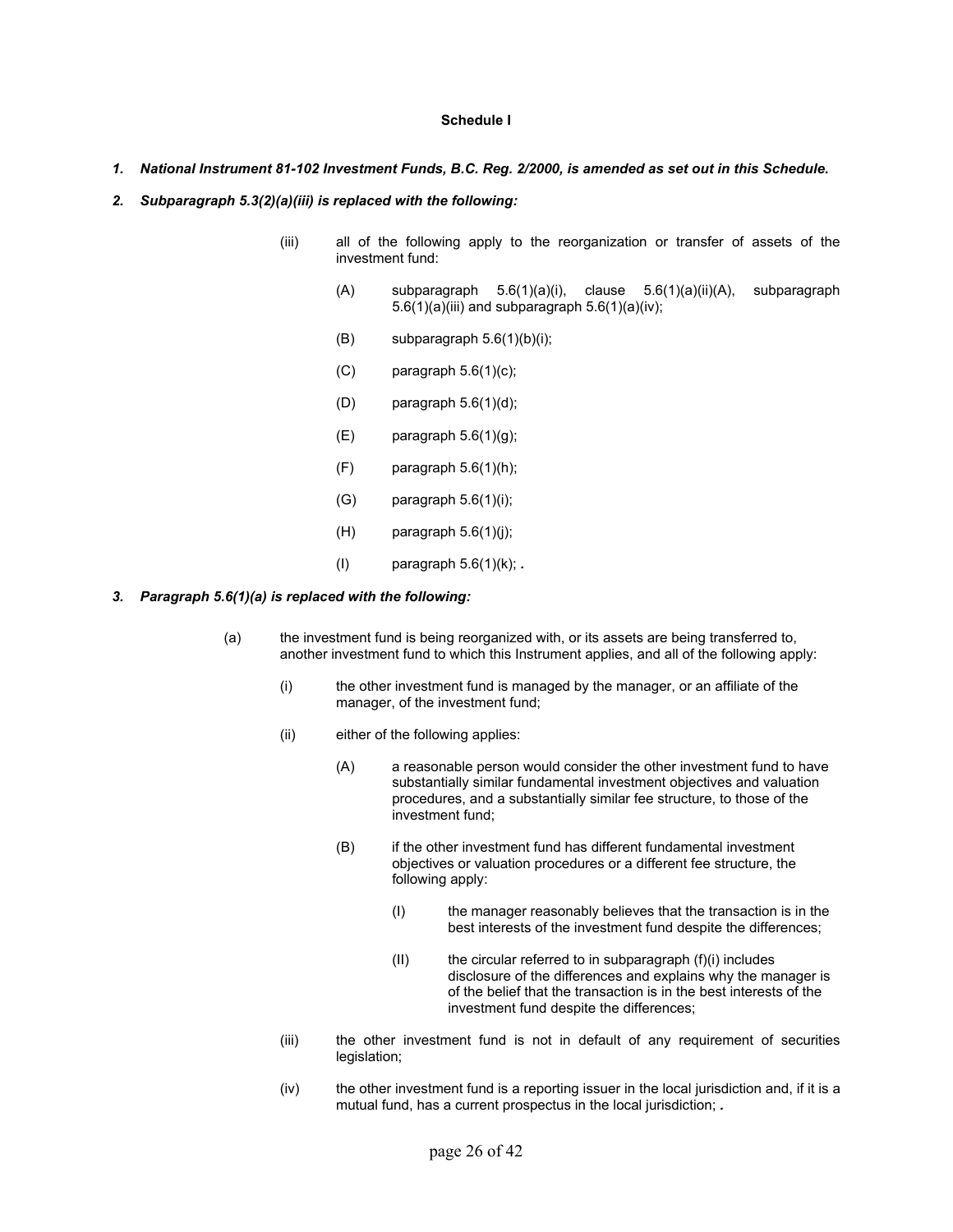**Schedule I**

***1. National Instrument 81-102 Investment Funds, B.C. Reg. 2/2000, is amended as set out in this Schedule.***

***2. Subparagraph 5.3(2)(a)(iii) is replaced with the following:***

> (iii) all of the following apply to the reorganization or transfer of assets of the investment fund:
>
> > (A) subparagraph 5.6(1)(a)(i), clause 5.6(1)(a)(ii)(A), subparagraph 5.6(1)(a)(iii) and subparagraph 5.6(1)(a)(iv);
> >
> > (B) subparagraph 5.6(1)(b)(i);
> >
> > (C) paragraph 5.6(1)(c);
> >
> > (D) paragraph 5.6(1)(d);
> >
> > (E) paragraph 5.6(1)(g);
> >
> > (F) paragraph 5.6(1)(h);
> >
> > (G) paragraph 5.6(1)(i);
> >
> > (H) paragraph 5.6(1)(j);
> >
> > (I) paragraph 5.6(1)(k); ***.***

***3. Paragraph 5.6(1)(a) is replaced with the following:***

> (a) the investment fund is being reorganized with, or its assets are being transferred to, another investment fund to which this Instrument applies, and all of the following apply:
>
> > (i) the other investment fund is managed by the manager, or an affiliate of the manager, of the investment fund;
> >
> > (ii) either of the following applies:
> >
> > > (A) a reasonable person would consider the other investment fund to have substantially similar fundamental investment objectives and valuation procedures, and a substantially similar fee structure, to those of the investment fund;
> > >
> > > (B) if the other investment fund has different fundamental investment objectives or valuation procedures or a different fee structure, the following apply:
> > >
> > > > (I) the manager reasonably believes that the transaction is in the best interests of the investment fund despite the differences;
> > > >
> > > > (II) the circular referred to in subparagraph (f)(i) includes disclosure of the differences and explains why the manager is of the belief that the transaction is in the best interests of the investment fund despite the differences;
> >
> > (iii) the other investment fund is not in default of any requirement of securities legislation;
> >
> > (iv) the other investment fund is a reporting issuer in the local jurisdiction and, if it is a mutual fund, has a current prospectus in the local jurisdiction; ***.***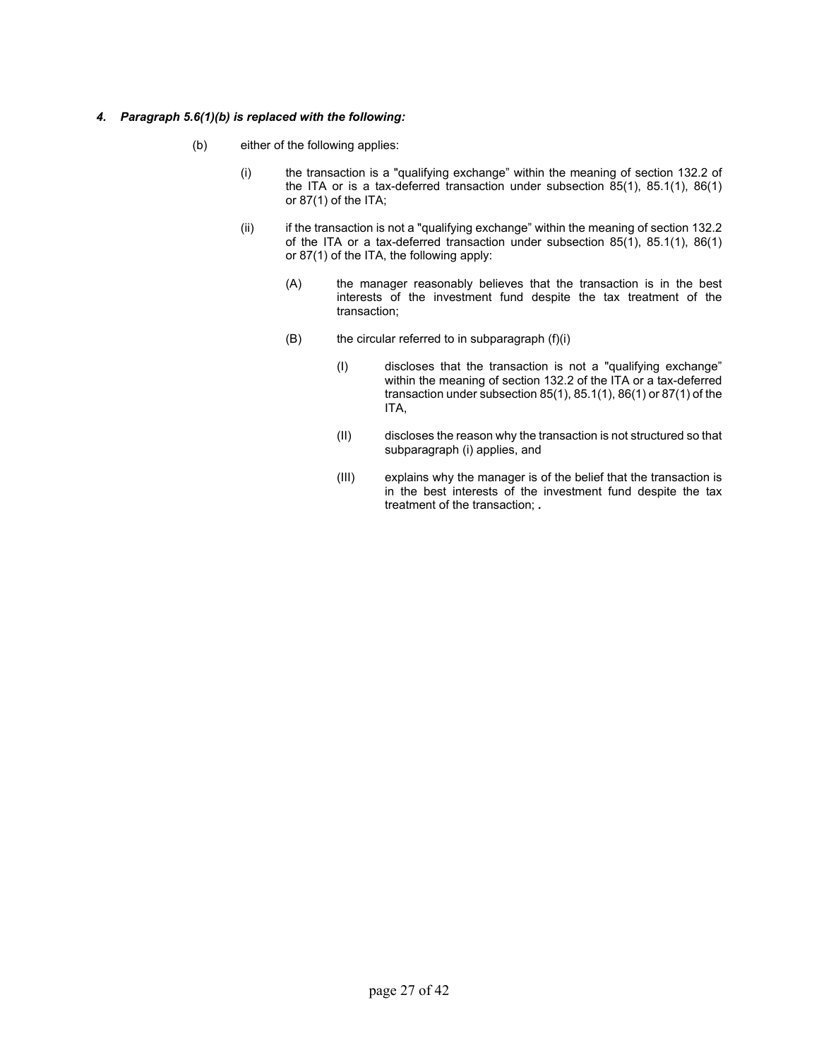***4. Paragraph 5.6(1)(b) is replaced with the following:***

(b) either of the following applies:

(i) the transaction is a "qualifying exchange" within the meaning of section 132.2 of the ITA or is a tax-deferred transaction under subsection 85(1), 85.1(1), 86(1) or 87(1) of the ITA;

(ii) if the transaction is not a "qualifying exchange" within the meaning of section 132.2 of the ITA or a tax-deferred transaction under subsection 85(1), 85.1(1), 86(1) or 87(1) of the ITA, the following apply:

(A) the manager reasonably believes that the transaction is in the best interests of the investment fund despite the tax treatment of the transaction;

(B) the circular referred to in subparagraph (f)(i)

(I) discloses that the transaction is not a "qualifying exchange" within the meaning of section 132.2 of the ITA or a tax-deferred transaction under subsection 85(1), 85.1(1), 86(1) or 87(1) of the ITA,

(II) discloses the reason why the transaction is not structured so that subparagraph (i) applies, and

(III) explains why the manager is of the belief that the transaction is in the best interests of the investment fund despite the tax treatment of the transaction; **.**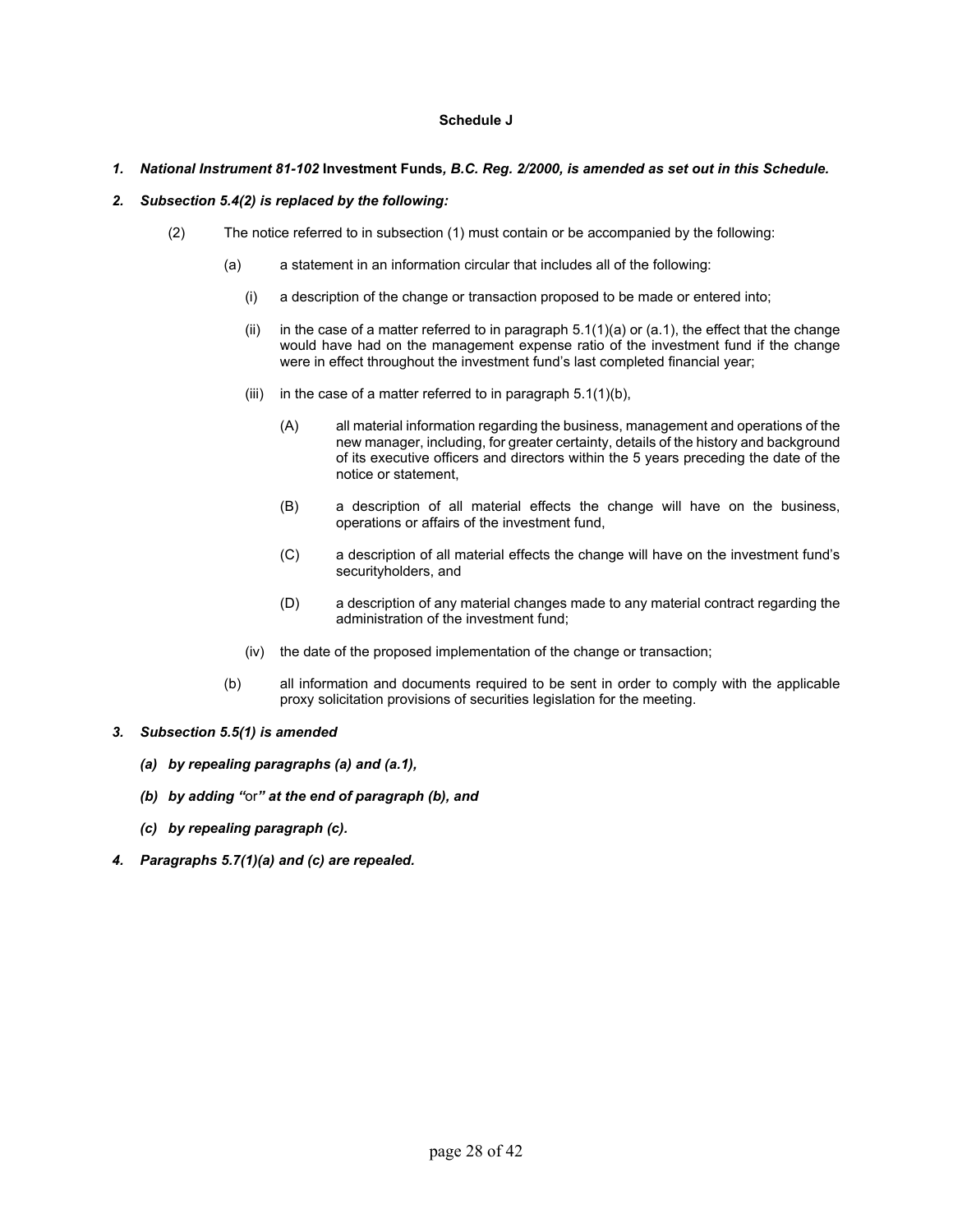**Schedule J**

***1. National Instrument 81-102* Investment Funds*, B.C. Reg. 2/2000, is amended as set out in this Schedule.***

***2. Subsection 5.4(2) is replaced by the following:***

(2) The notice referred to in subsection (1) must contain or be accompanied by the following:

(a) a statement in an information circular that includes all of the following:

(i) a description of the change or transaction proposed to be made or entered into;

(ii) in the case of a matter referred to in paragraph 5.1(1)(a) or (a.1), the effect that the change would have had on the management expense ratio of the investment fund if the change were in effect throughout the investment fund's last completed financial year;

(iii) in the case of a matter referred to in paragraph 5.1(1)(b),

(A) all material information regarding the business, management and operations of the new manager, including, for greater certainty, details of the history and background of its executive officers and directors within the 5 years preceding the date of the notice or statement,

(B) a description of all material effects the change will have on the business, operations or affairs of the investment fund,

(C) a description of all material effects the change will have on the investment fund's securityholders, and

(D) a description of any material changes made to any material contract regarding the administration of the investment fund;

(iv) the date of the proposed implementation of the change or transaction;

(b) all information and documents required to be sent in order to comply with the applicable proxy solicitation provisions of securities legislation for the meeting.

***3. Subsection 5.5(1) is amended***

***(a) by repealing paragraphs (a) and (a.1),***

***(b) by adding "*or*" at the end of paragraph (b), and***

***(c) by repealing paragraph (c).***

***4. Paragraphs 5.7(1)(a) and (c) are repealed.***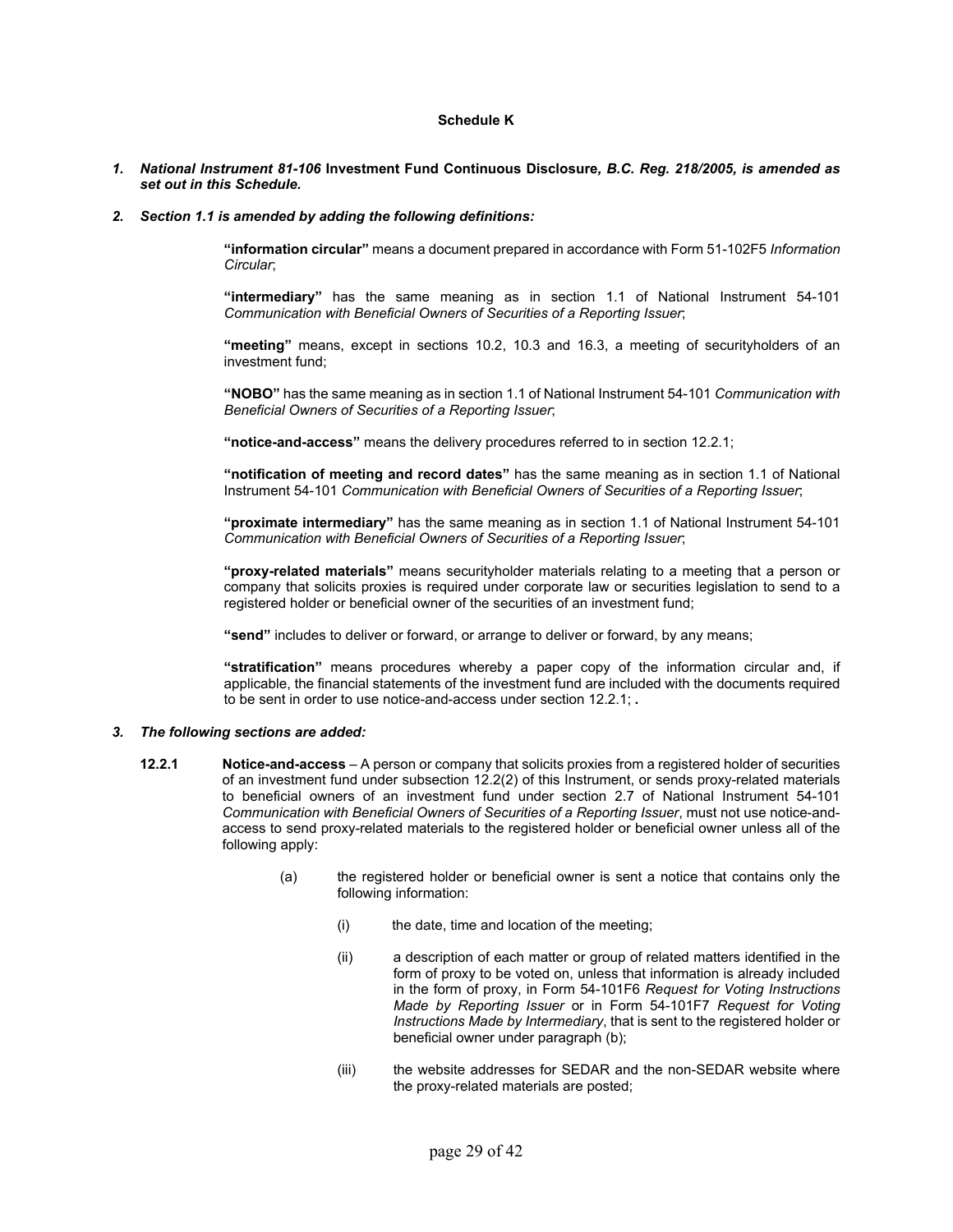**Schedule K**

***1. National Instrument 81-106* Investment Fund Continuous Disclosure*, B.C. Reg. 218/2005, is amended as set out in this Schedule.***

***2. Section 1.1 is amended by adding the following definitions:***

> **"information circular"** means a document prepared in accordance with Form 51-102F5 *Information Circular*;
>
> **"intermediary"** has the same meaning as in section 1.1 of National Instrument 54-101 *Communication with Beneficial Owners of Securities of a Reporting Issuer*;
>
> **"meeting"** means, except in sections 10.2, 10.3 and 16.3, a meeting of securityholders of an investment fund;
>
> **"NOBO"** has the same meaning as in section 1.1 of National Instrument 54-101 *Communication with Beneficial Owners of Securities of a Reporting Issuer*;
>
> **"notice-and-access"** means the delivery procedures referred to in section 12.2.1;
>
> **"notification of meeting and record dates"** has the same meaning as in section 1.1 of National Instrument 54-101 *Communication with Beneficial Owners of Securities of a Reporting Issuer*;
>
> **"proximate intermediary"** has the same meaning as in section 1.1 of National Instrument 54-101 *Communication with Beneficial Owners of Securities of a Reporting Issuer*;
>
> **"proxy-related materials"** means securityholder materials relating to a meeting that a person or company that solicits proxies is required under corporate law or securities legislation to send to a registered holder or beneficial owner of the securities of an investment fund;
>
> **"send"** includes to deliver or forward, or arrange to deliver or forward, by any means;
>
> **"stratification"** means procedures whereby a paper copy of the information circular and, if applicable, the financial statements of the investment fund are included with the documents required to be sent in order to use notice-and-access under section 12.2.1; *.*

***3. The following sections are added:***

**12.2.1** **Notice-and-access** – A person or company that solicits proxies from a registered holder of securities of an investment fund under subsection 12.2(2) of this Instrument, or sends proxy-related materials to beneficial owners of an investment fund under section 2.7 of National Instrument 54-101 *Communication with Beneficial Owners of Securities of a Reporting Issuer*, must not use notice-and-access to send proxy-related materials to the registered holder or beneficial owner unless all of the following apply:

(a) the registered holder or beneficial owner is sent a notice that contains only the following information:

(i) the date, time and location of the meeting;

(ii) a description of each matter or group of related matters identified in the form of proxy to be voted on, unless that information is already included in the form of proxy, in Form 54-101F6 *Request for Voting Instructions Made by Reporting Issuer* or in Form 54-101F7 *Request for Voting Instructions Made by Intermediary*, that is sent to the registered holder or beneficial owner under paragraph (b);

(iii) the website addresses for SEDAR and the non-SEDAR website where the proxy-related materials are posted;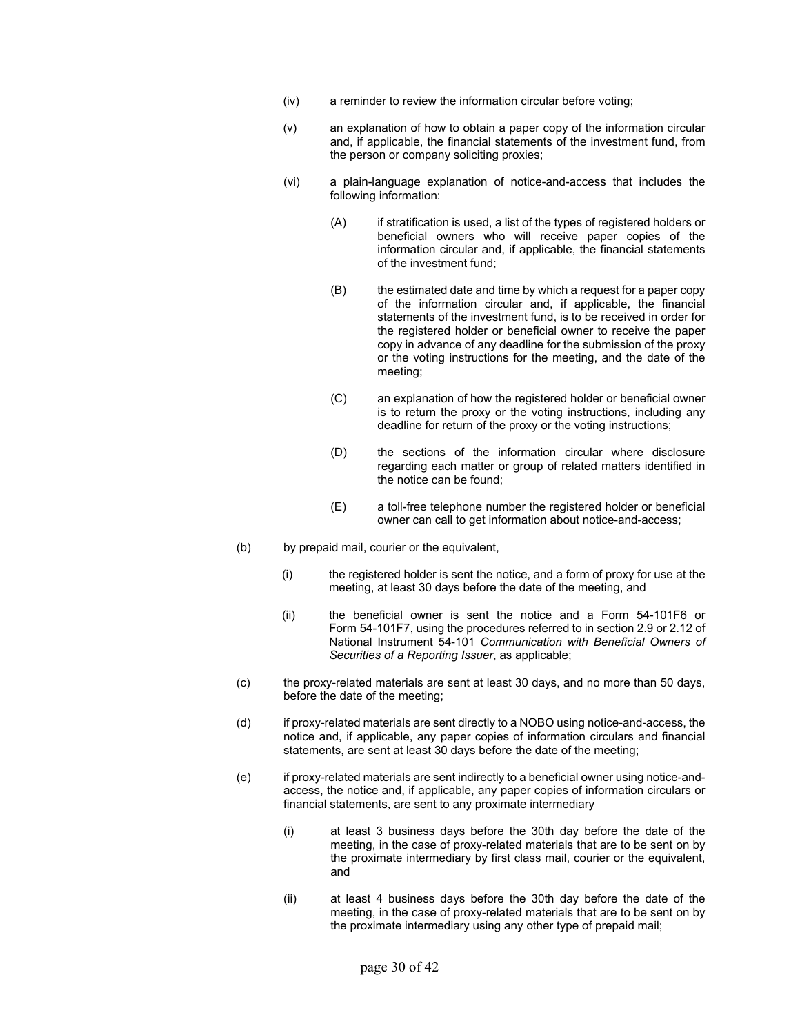(iv) a reminder to review the information circular before voting;

(v) an explanation of how to obtain a paper copy of the information circular and, if applicable, the financial statements of the investment fund, from the person or company soliciting proxies;

(vi) a plain-language explanation of notice-and-access that includes the following information:

(A) if stratification is used, a list of the types of registered holders or beneficial owners who will receive paper copies of the information circular and, if applicable, the financial statements of the investment fund;

(B) the estimated date and time by which a request for a paper copy of the information circular and, if applicable, the financial statements of the investment fund, is to be received in order for the registered holder or beneficial owner to receive the paper copy in advance of any deadline for the submission of the proxy or the voting instructions for the meeting, and the date of the meeting;

(C) an explanation of how the registered holder or beneficial owner is to return the proxy or the voting instructions, including any deadline for return of the proxy or the voting instructions;

(D) the sections of the information circular where disclosure regarding each matter or group of related matters identified in the notice can be found;

(E) a toll-free telephone number the registered holder or beneficial owner can call to get information about notice-and-access;

(b) by prepaid mail, courier or the equivalent,

(i) the registered holder is sent the notice, and a form of proxy for use at the meeting, at least 30 days before the date of the meeting, and

(ii) the beneficial owner is sent the notice and a Form 54-101F6 or Form 54-101F7, using the procedures referred to in section 2.9 or 2.12 of National Instrument 54-101 *Communication with Beneficial Owners of Securities of a Reporting Issuer*, as applicable;

(c) the proxy-related materials are sent at least 30 days, and no more than 50 days, before the date of the meeting;

(d) if proxy-related materials are sent directly to a NOBO using notice-and-access, the notice and, if applicable, any paper copies of information circulars and financial statements, are sent at least 30 days before the date of the meeting;

(e) if proxy-related materials are sent indirectly to a beneficial owner using notice-and-access, the notice and, if applicable, any paper copies of information circulars or financial statements, are sent to any proximate intermediary

(i) at least 3 business days before the 30th day before the date of the meeting, in the case of proxy-related materials that are to be sent on by the proximate intermediary by first class mail, courier or the equivalent, and

(ii) at least 4 business days before the 30th day before the date of the meeting, in the case of proxy-related materials that are to be sent on by the proximate intermediary using any other type of prepaid mail;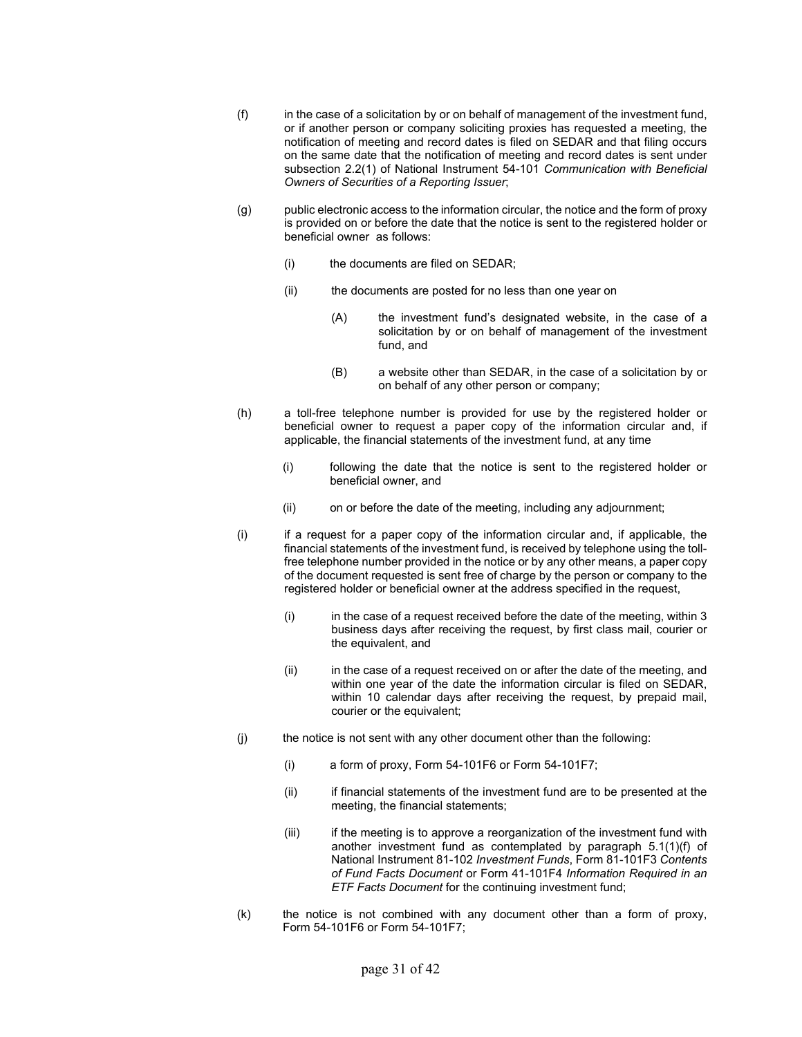(f) in the case of a solicitation by or on behalf of management of the investment fund, or if another person or company soliciting proxies has requested a meeting, the notification of meeting and record dates is filed on SEDAR and that filing occurs on the same date that the notification of meeting and record dates is sent under subsection 2.2(1) of National Instrument 54-101 *Communication with Beneficial Owners of Securities of a Reporting Issuer*;

(g) public electronic access to the information circular, the notice and the form of proxy is provided on or before the date that the notice is sent to the registered holder or beneficial owner as follows:

  (i) the documents are filed on SEDAR;

  (ii) the documents are posted for no less than one year on

    (A) the investment fund's designated website, in the case of a solicitation by or on behalf of management of the investment fund, and

    (B) a website other than SEDAR, in the case of a solicitation by or on behalf of any other person or company;

(h) a toll-free telephone number is provided for use by the registered holder or beneficial owner to request a paper copy of the information circular and, if applicable, the financial statements of the investment fund, at any time

  (i) following the date that the notice is sent to the registered holder or beneficial owner, and

  (ii) on or before the date of the meeting, including any adjournment;

(i) if a request for a paper copy of the information circular and, if applicable, the financial statements of the investment fund, is received by telephone using the toll-free telephone number provided in the notice or by any other means, a paper copy of the document requested is sent free of charge by the person or company to the registered holder or beneficial owner at the address specified in the request,

  (i) in the case of a request received before the date of the meeting, within 3 business days after receiving the request, by first class mail, courier or the equivalent, and

  (ii) in the case of a request received on or after the date of the meeting, and within one year of the date the information circular is filed on SEDAR, within 10 calendar days after receiving the request, by prepaid mail, courier or the equivalent;

(j) the notice is not sent with any other document other than the following:

  (i) a form of proxy, Form 54-101F6 or Form 54-101F7;

  (ii) if financial statements of the investment fund are to be presented at the meeting, the financial statements;

  (iii) if the meeting is to approve a reorganization of the investment fund with another investment fund as contemplated by paragraph 5.1(1)(f) of National Instrument 81-102 *Investment Funds*, Form 81-101F3 *Contents of Fund Facts Document* or Form 41-101F4 *Information Required in an ETF Facts Document* for the continuing investment fund;

(k) the notice is not combined with any document other than a form of proxy, Form 54-101F6 or Form 54-101F7;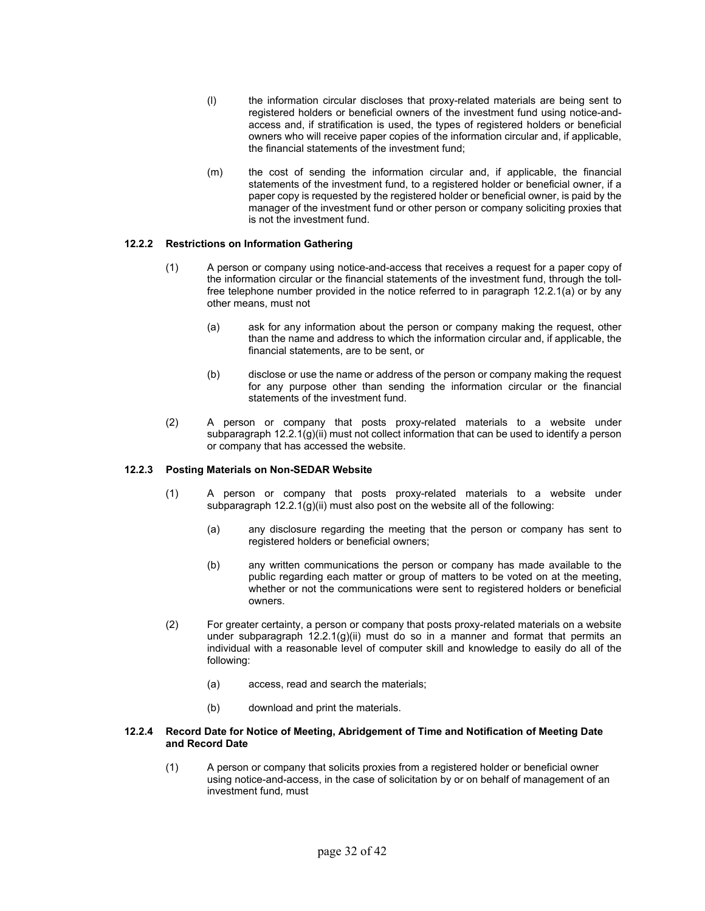(l) the information circular discloses that proxy-related materials are being sent to registered holders or beneficial owners of the investment fund using notice-and-access and, if stratification is used, the types of registered holders or beneficial owners who will receive paper copies of the information circular and, if applicable, the financial statements of the investment fund;

(m) the cost of sending the information circular and, if applicable, the financial statements of the investment fund, to a registered holder or beneficial owner, if a paper copy is requested by the registered holder or beneficial owner, is paid by the manager of the investment fund or other person or company soliciting proxies that is not the investment fund.

**12.2.2 Restrictions on Information Gathering**

(1) A person or company using notice-and-access that receives a request for a paper copy of the information circular or the financial statements of the investment fund, through the toll-free telephone number provided in the notice referred to in paragraph 12.2.1(a) or by any other means, must not

(a) ask for any information about the person or company making the request, other than the name and address to which the information circular and, if applicable, the financial statements, are to be sent, or

(b) disclose or use the name or address of the person or company making the request for any purpose other than sending the information circular or the financial statements of the investment fund.

(2) A person or company that posts proxy-related materials to a website under subparagraph 12.2.1(g)(ii) must not collect information that can be used to identify a person or company that has accessed the website.

**12.2.3 Posting Materials on Non-SEDAR Website**

(1) A person or company that posts proxy-related materials to a website under subparagraph 12.2.1(g)(ii) must also post on the website all of the following:

(a) any disclosure regarding the meeting that the person or company has sent to registered holders or beneficial owners;

(b) any written communications the person or company has made available to the public regarding each matter or group of matters to be voted on at the meeting, whether or not the communications were sent to registered holders or beneficial owners.

(2) For greater certainty, a person or company that posts proxy-related materials on a website under subparagraph 12.2.1(g)(ii) must do so in a manner and format that permits an individual with a reasonable level of computer skill and knowledge to easily do all of the following:

(a) access, read and search the materials;

(b) download and print the materials.

**12.2.4 Record Date for Notice of Meeting, Abridgement of Time and Notification of Meeting Date and Record Date**

(1) A person or company that solicits proxies from a registered holder or beneficial owner using notice-and-access, in the case of solicitation by or on behalf of management of an investment fund, must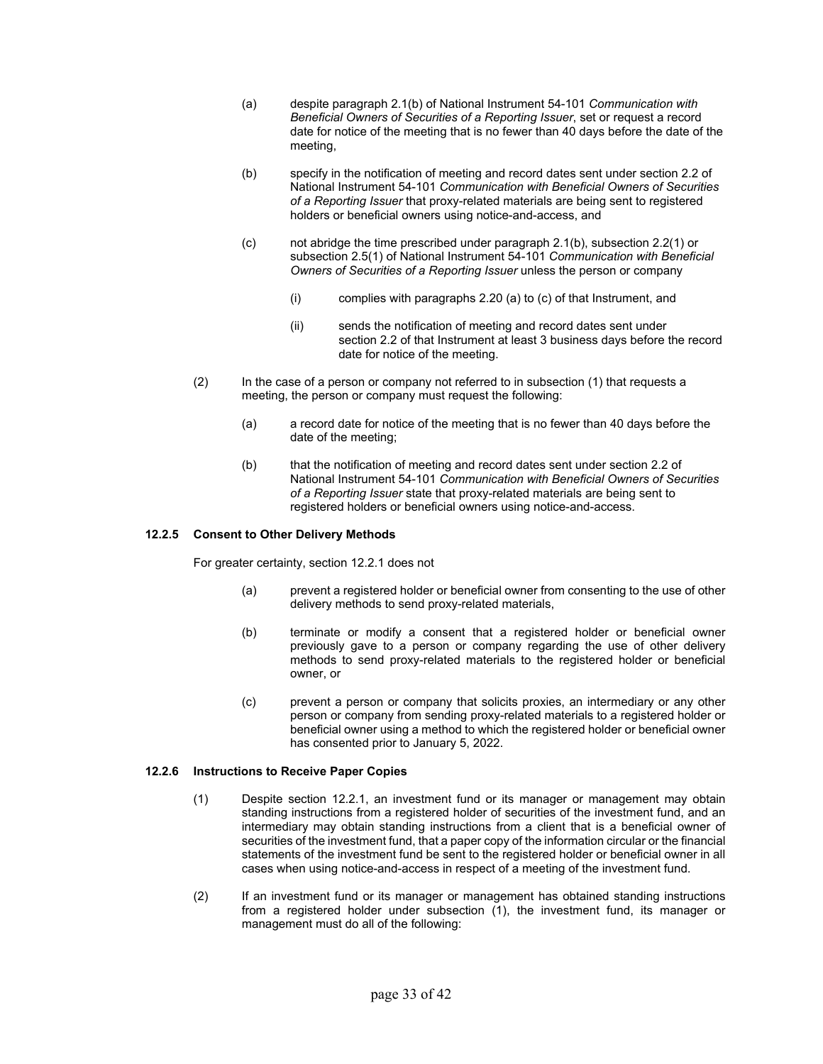(a) despite paragraph 2.1(b) of National Instrument 54-101 *Communication with Beneficial Owners of Securities of a Reporting Issuer*, set or request a record date for notice of the meeting that is no fewer than 40 days before the date of the meeting,

(b) specify in the notification of meeting and record dates sent under section 2.2 of National Instrument 54-101 *Communication with Beneficial Owners of Securities of a Reporting Issuer* that proxy-related materials are being sent to registered holders or beneficial owners using notice-and-access, and

(c) not abridge the time prescribed under paragraph 2.1(b), subsection 2.2(1) or subsection 2.5(1) of National Instrument 54-101 *Communication with Beneficial Owners of Securities of a Reporting Issuer* unless the person or company

(i) complies with paragraphs 2.20 (a) to (c) of that Instrument, and

(ii) sends the notification of meeting and record dates sent under section 2.2 of that Instrument at least 3 business days before the record date for notice of the meeting.

(2) In the case of a person or company not referred to in subsection (1) that requests a meeting, the person or company must request the following:

(a) a record date for notice of the meeting that is no fewer than 40 days before the date of the meeting;

(b) that the notification of meeting and record dates sent under section 2.2 of National Instrument 54-101 *Communication with Beneficial Owners of Securities of a Reporting Issuer* state that proxy-related materials are being sent to registered holders or beneficial owners using notice-and-access.

#### 12.2.5 Consent to Other Delivery Methods

For greater certainty, section 12.2.1 does not

(a) prevent a registered holder or beneficial owner from consenting to the use of other delivery methods to send proxy-related materials,

(b) terminate or modify a consent that a registered holder or beneficial owner previously gave to a person or company regarding the use of other delivery methods to send proxy-related materials to the registered holder or beneficial owner, or

(c) prevent a person or company that solicits proxies, an intermediary or any other person or company from sending proxy-related materials to a registered holder or beneficial owner using a method to which the registered holder or beneficial owner has consented prior to January 5, 2022.

#### 12.2.6 Instructions to Receive Paper Copies

(1) Despite section 12.2.1, an investment fund or its manager or management may obtain standing instructions from a registered holder of securities of the investment fund, and an intermediary may obtain standing instructions from a client that is a beneficial owner of securities of the investment fund, that a paper copy of the information circular or the financial statements of the investment fund be sent to the registered holder or beneficial owner in all cases when using notice-and-access in respect of a meeting of the investment fund.

(2) If an investment fund or its manager or management has obtained standing instructions from a registered holder under subsection (1), the investment fund, its manager or management must do all of the following: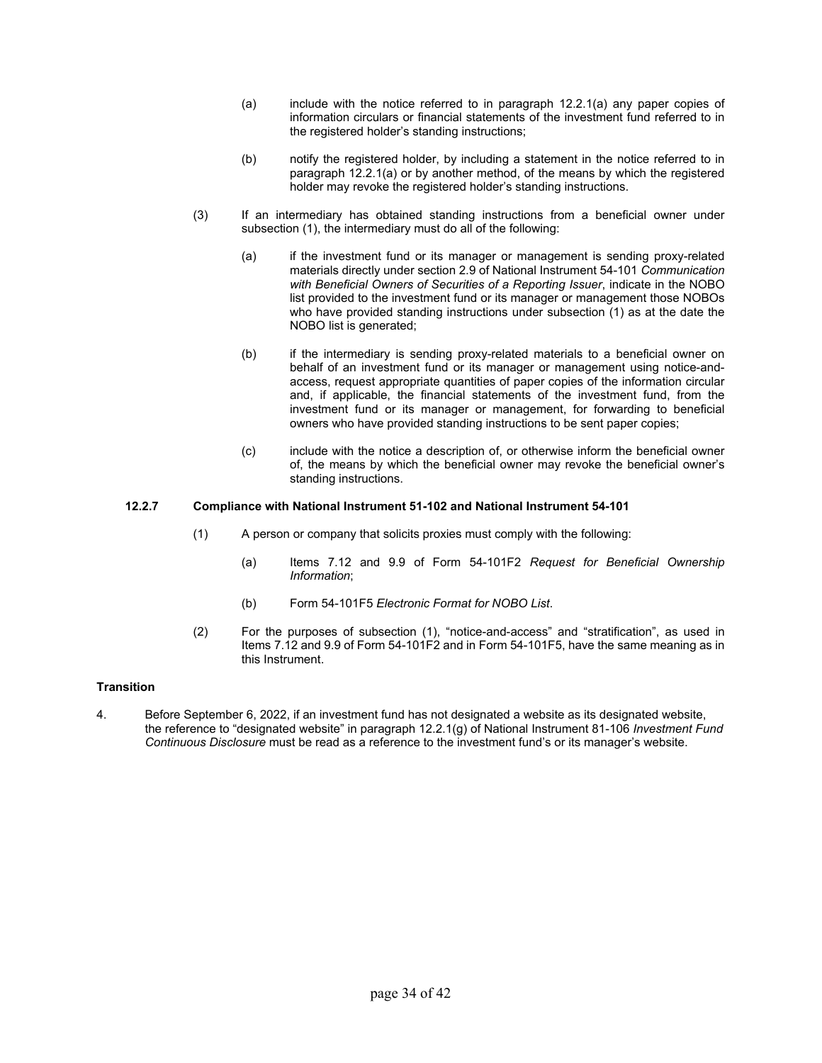(a) include with the notice referred to in paragraph 12.2.1(a) any paper copies of information circulars or financial statements of the investment fund referred to in the registered holder's standing instructions;

(b) notify the registered holder, by including a statement in the notice referred to in paragraph 12.2.1(a) or by another method, of the means by which the registered holder may revoke the registered holder's standing instructions.

(3) If an intermediary has obtained standing instructions from a beneficial owner under subsection (1), the intermediary must do all of the following:

(a) if the investment fund or its manager or management is sending proxy-related materials directly under section 2.9 of National Instrument 54-101 *Communication with Beneficial Owners of Securities of a Reporting Issuer*, indicate in the NOBO list provided to the investment fund or its manager or management those NOBOs who have provided standing instructions under subsection (1) as at the date the NOBO list is generated;

(b) if the intermediary is sending proxy-related materials to a beneficial owner on behalf of an investment fund or its manager or management using notice-and-access, request appropriate quantities of paper copies of the information circular and, if applicable, the financial statements of the investment fund, from the investment fund or its manager or management, for forwarding to beneficial owners who have provided standing instructions to be sent paper copies;

(c) include with the notice a description of, or otherwise inform the beneficial owner of, the means by which the beneficial owner may revoke the beneficial owner's standing instructions.

**12.2.7 Compliance with National Instrument 51-102 and National Instrument 54-101**

(1) A person or company that solicits proxies must comply with the following:

(a) Items 7.12 and 9.9 of Form 54-101F2 *Request for Beneficial Ownership Information*;

(b) Form 54-101F5 *Electronic Format for NOBO List*.

(2) For the purposes of subsection (1), "notice-and-access" and "stratification", as used in Items 7.12 and 9.9 of Form 54-101F2 and in Form 54-101F5, have the same meaning as in this Instrument.

**Transition**

4. Before September 6, 2022, if an investment fund has not designated a website as its designated website, the reference to "designated website" in paragraph 12.2.1(g) of National Instrument 81-106 *Investment Fund Continuous Disclosure* must be read as a reference to the investment fund's or its manager's website.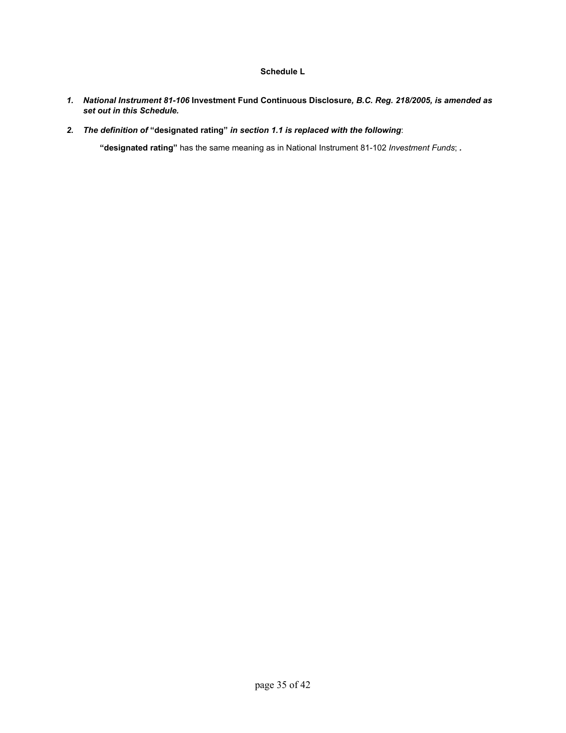**Schedule L**

1. ***National Instrument 81-106* Investment Fund Continuous Disclosure*, B.C. Reg. 218/2005, is amended as set out in this Schedule.***

2. ***The definition of* "designated rating" *in section 1.1 is replaced with the following*:

   **"designated rating"** has the same meaning as in National Instrument 81-102 *Investment Funds*; ***.***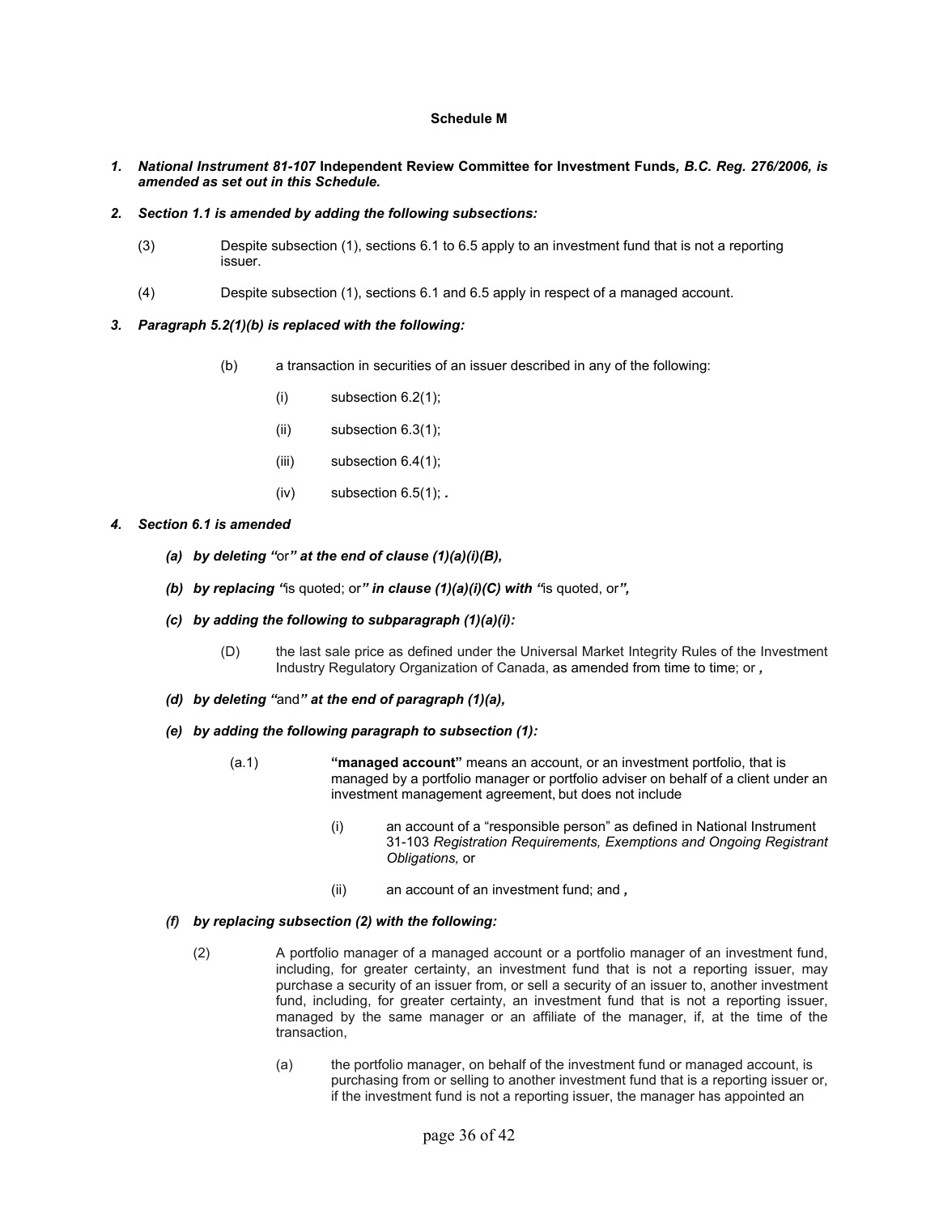**Schedule M**

***1. National Instrument 81-107* Independent Review Committee for Investment Funds*, B.C. Reg. 276/2006, is amended as set out in this Schedule.***

***2. Section 1.1 is amended by adding the following subsections:***

(3) Despite subsection (1), sections 6.1 to 6.5 apply to an investment fund that is not a reporting issuer.

(4) Despite subsection (1), sections 6.1 and 6.5 apply in respect of a managed account.

***3. Paragraph 5.2(1)(b) is replaced with the following:***

(b) a transaction in securities of an issuer described in any of the following:

(i) subsection 6.2(1);

(ii) subsection 6.3(1);

(iii) subsection 6.4(1);

(iv) subsection 6.5(1); ***.***

***4. Section 6.1 is amended***

***(a) by deleting "*or*" at the end of clause (1)(a)(i)(B),***

***(b) by replacing "*is quoted; or*" in clause (1)(a)(i)(C) with "*is quoted, or*",***

***(c) by adding the following to subparagraph (1)(a)(i):***

(D) the last sale price as defined under the Universal Market Integrity Rules of the Investment Industry Regulatory Organization of Canada, as amended from time to time; or ***,***

***(d) by deleting "*and*" at the end of paragraph (1)(a),***

***(e) by adding the following paragraph to subsection (1):***

(a.1) **"managed account"** means an account, or an investment portfolio, that is managed by a portfolio manager or portfolio adviser on behalf of a client under an investment management agreement, but does not include

(i) an account of a "responsible person" as defined in National Instrument 31-103 *Registration Requirements, Exemptions and Ongoing Registrant Obligations,* or

(ii) an account of an investment fund; and ***,***

***(f) by replacing subsection (2) with the following:***

(2) A portfolio manager of a managed account or a portfolio manager of an investment fund, including, for greater certainty, an investment fund that is not a reporting issuer, may purchase a security of an issuer from, or sell a security of an issuer to, another investment fund, including, for greater certainty, an investment fund that is not a reporting issuer, managed by the same manager or an affiliate of the manager, if, at the time of the transaction,

(a) the portfolio manager, on behalf of the investment fund or managed account, is purchasing from or selling to another investment fund that is a reporting issuer or, if the investment fund is not a reporting issuer, the manager has appointed an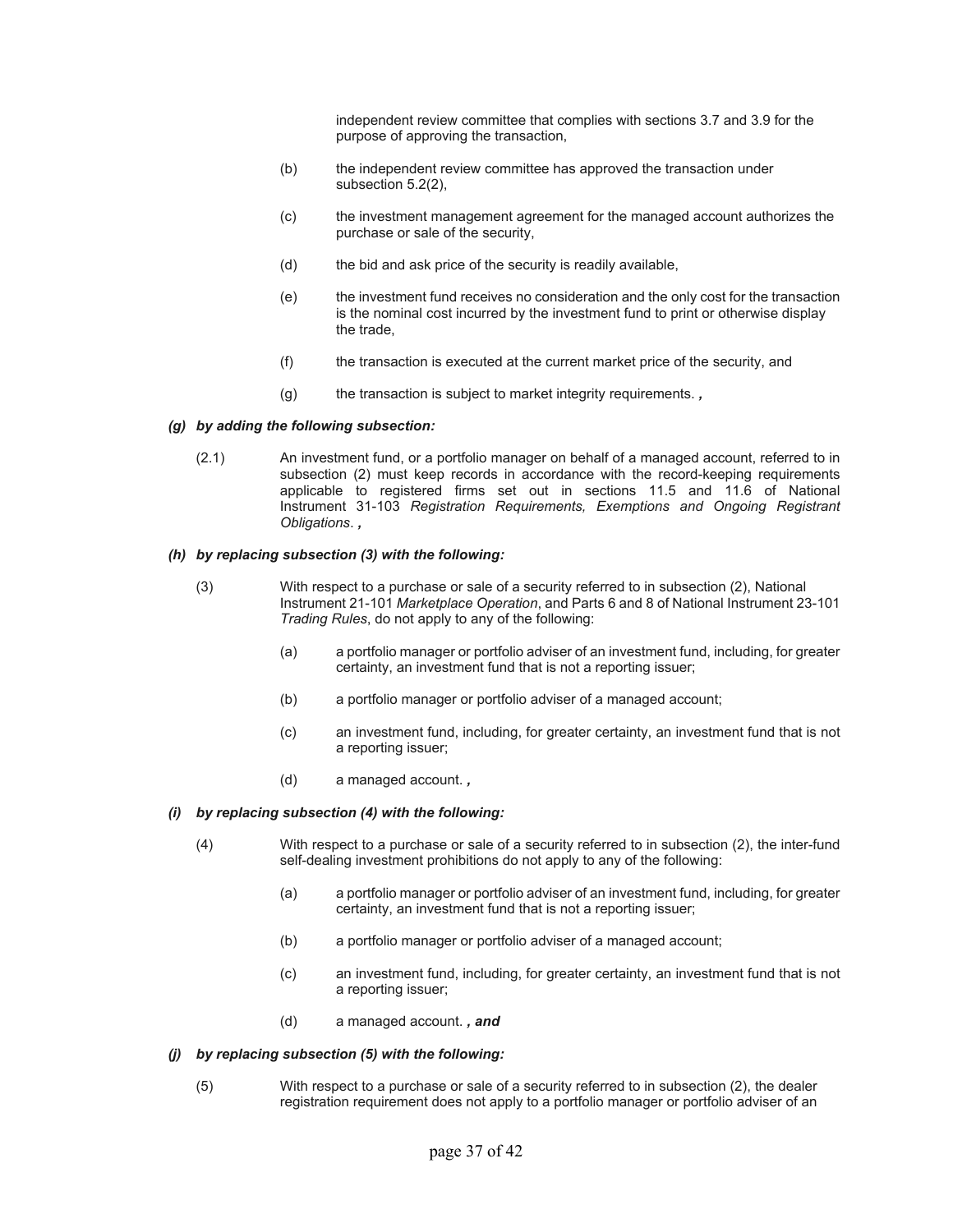independent review committee that complies with sections 3.7 and 3.9 for the purpose of approving the transaction,

(b) the independent review committee has approved the transaction under subsection 5.2(2),

(c) the investment management agreement for the managed account authorizes the purchase or sale of the security,

(d) the bid and ask price of the security is readily available,

(e) the investment fund receives no consideration and the only cost for the transaction is the nominal cost incurred by the investment fund to print or otherwise display the trade,

(f) the transaction is executed at the current market price of the security, and

(g) the transaction is subject to market integrity requirements. ***,***

***(g) by adding the following subsection:***

(2.1) An investment fund, or a portfolio manager on behalf of a managed account, referred to in subsection (2) must keep records in accordance with the record-keeping requirements applicable to registered firms set out in sections 11.5 and 11.6 of National Instrument 31-103 *Registration Requirements, Exemptions and Ongoing Registrant Obligations*. ***,***

***(h) by replacing subsection (3) with the following:***

(3) With respect to a purchase or sale of a security referred to in subsection (2), National Instrument 21-101 *Marketplace Operation*, and Parts 6 and 8 of National Instrument 23-101 *Trading Rules*, do not apply to any of the following:

(a) a portfolio manager or portfolio adviser of an investment fund, including, for greater certainty, an investment fund that is not a reporting issuer;

(b) a portfolio manager or portfolio adviser of a managed account;

(c) an investment fund, including, for greater certainty, an investment fund that is not a reporting issuer;

(d) a managed account. ***,***

***(i) by replacing subsection (4) with the following:***

(4) With respect to a purchase or sale of a security referred to in subsection (2), the inter-fund self-dealing investment prohibitions do not apply to any of the following:

(a) a portfolio manager or portfolio adviser of an investment fund, including, for greater certainty, an investment fund that is not a reporting issuer;

(b) a portfolio manager or portfolio adviser of a managed account;

(c) an investment fund, including, for greater certainty, an investment fund that is not a reporting issuer;

(d) a managed account. ***, and***

***(j) by replacing subsection (5) with the following:***

(5) With respect to a purchase or sale of a security referred to in subsection (2), the dealer registration requirement does not apply to a portfolio manager or portfolio adviser of an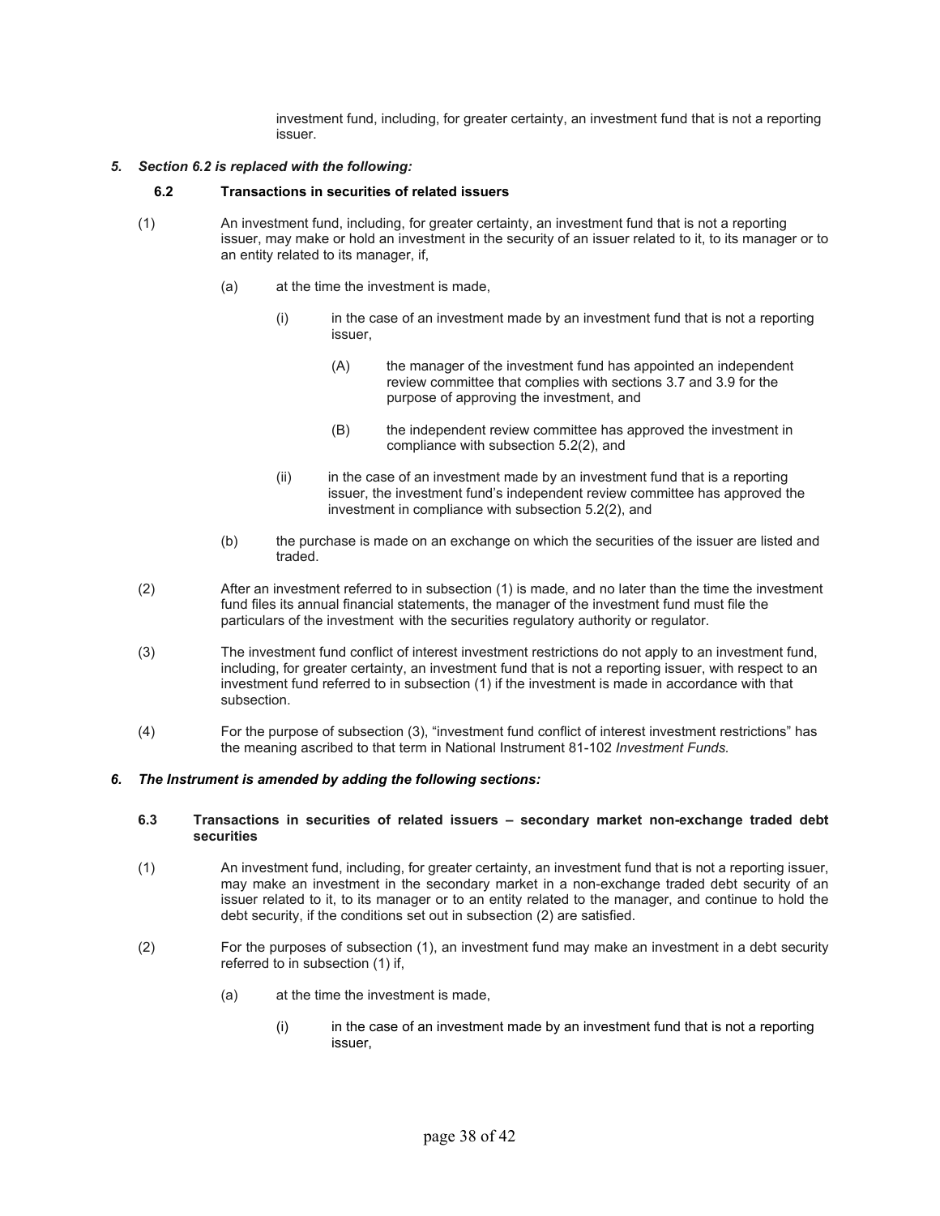investment fund, including, for greater certainty, an investment fund that is not a reporting issuer.

***5. Section 6.2 is replaced with the following:***

**6.2 Transactions in securities of related issuers**

(1) An investment fund, including, for greater certainty, an investment fund that is not a reporting issuer, may make or hold an investment in the security of an issuer related to it, to its manager or to an entity related to its manager, if,

(a) at the time the investment is made,

(i) in the case of an investment made by an investment fund that is not a reporting issuer,

(A) the manager of the investment fund has appointed an independent review committee that complies with sections 3.7 and 3.9 for the purpose of approving the investment, and

(B) the independent review committee has approved the investment in compliance with subsection 5.2(2), and

(ii) in the case of an investment made by an investment fund that is a reporting issuer, the investment fund's independent review committee has approved the investment in compliance with subsection 5.2(2), and

(b) the purchase is made on an exchange on which the securities of the issuer are listed and traded.

(2) After an investment referred to in subsection (1) is made, and no later than the time the investment fund files its annual financial statements, the manager of the investment fund must file the particulars of the investment with the securities regulatory authority or regulator.

(3) The investment fund conflict of interest investment restrictions do not apply to an investment fund, including, for greater certainty, an investment fund that is not a reporting issuer, with respect to an investment fund referred to in subsection (1) if the investment is made in accordance with that subsection.

(4) For the purpose of subsection (3), "investment fund conflict of interest investment restrictions" has the meaning ascribed to that term in National Instrument 81-102 *Investment Funds.*

***6. The Instrument is amended by adding the following sections:***

**6.3 Transactions in securities of related issuers – secondary market non-exchange traded debt securities**

(1) An investment fund, including, for greater certainty, an investment fund that is not a reporting issuer, may make an investment in the secondary market in a non-exchange traded debt security of an issuer related to it, to its manager or to an entity related to the manager, and continue to hold the debt security, if the conditions set out in subsection (2) are satisfied.

(2) For the purposes of subsection (1), an investment fund may make an investment in a debt security referred to in subsection (1) if,

(a) at the time the investment is made,

(i) in the case of an investment made by an investment fund that is not a reporting issuer,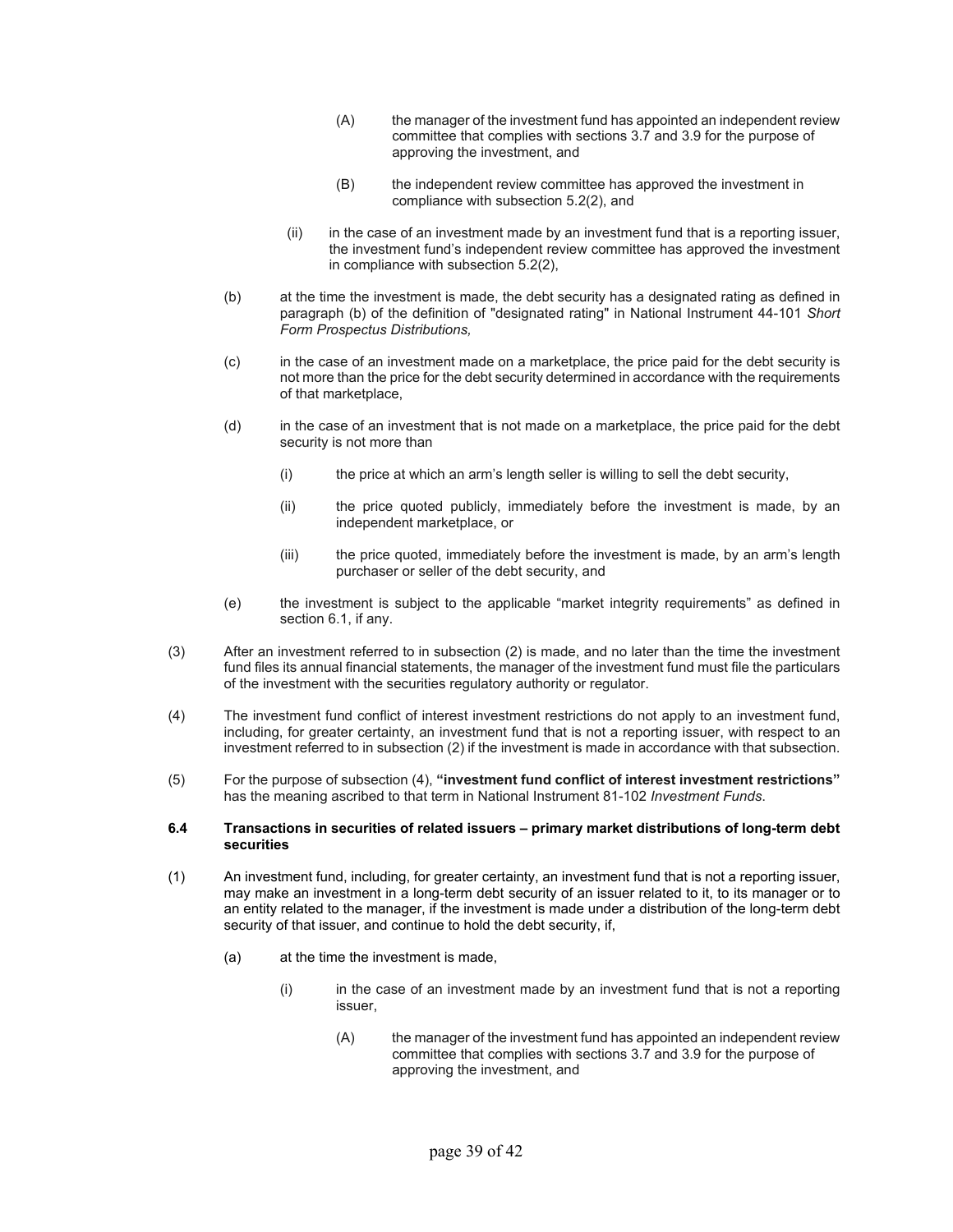(A) the manager of the investment fund has appointed an independent review committee that complies with sections 3.7 and 3.9 for the purpose of approving the investment, and

(B) the independent review committee has approved the investment in compliance with subsection 5.2(2), and

(ii) in the case of an investment made by an investment fund that is a reporting issuer, the investment fund's independent review committee has approved the investment in compliance with subsection 5.2(2),

(b) at the time the investment is made, the debt security has a designated rating as defined in paragraph (b) of the definition of "designated rating" in National Instrument 44-101 *Short Form Prospectus Distributions,*

(c) in the case of an investment made on a marketplace, the price paid for the debt security is not more than the price for the debt security determined in accordance with the requirements of that marketplace,

(d) in the case of an investment that is not made on a marketplace, the price paid for the debt security is not more than

(i) the price at which an arm's length seller is willing to sell the debt security,

(ii) the price quoted publicly, immediately before the investment is made, by an independent marketplace, or

(iii) the price quoted, immediately before the investment is made, by an arm's length purchaser or seller of the debt security, and

(e) the investment is subject to the applicable "market integrity requirements" as defined in section 6.1, if any.

(3) After an investment referred to in subsection (2) is made, and no later than the time the investment fund files its annual financial statements, the manager of the investment fund must file the particulars of the investment with the securities regulatory authority or regulator.

(4) The investment fund conflict of interest investment restrictions do not apply to an investment fund, including, for greater certainty, an investment fund that is not a reporting issuer, with respect to an investment referred to in subsection (2) if the investment is made in accordance with that subsection.

(5) For the purpose of subsection (4), **"investment fund conflict of interest investment restrictions"** has the meaning ascribed to that term in National Instrument 81-102 *Investment Funds*.

**6.4 Transactions in securities of related issuers – primary market distributions of long-term debt securities**

(1) An investment fund, including, for greater certainty, an investment fund that is not a reporting issuer, may make an investment in a long-term debt security of an issuer related to it, to its manager or to an entity related to the manager, if the investment is made under a distribution of the long-term debt security of that issuer, and continue to hold the debt security, if,

(a) at the time the investment is made,

(i) in the case of an investment made by an investment fund that is not a reporting issuer,

(A) the manager of the investment fund has appointed an independent review committee that complies with sections 3.7 and 3.9 for the purpose of approving the investment, and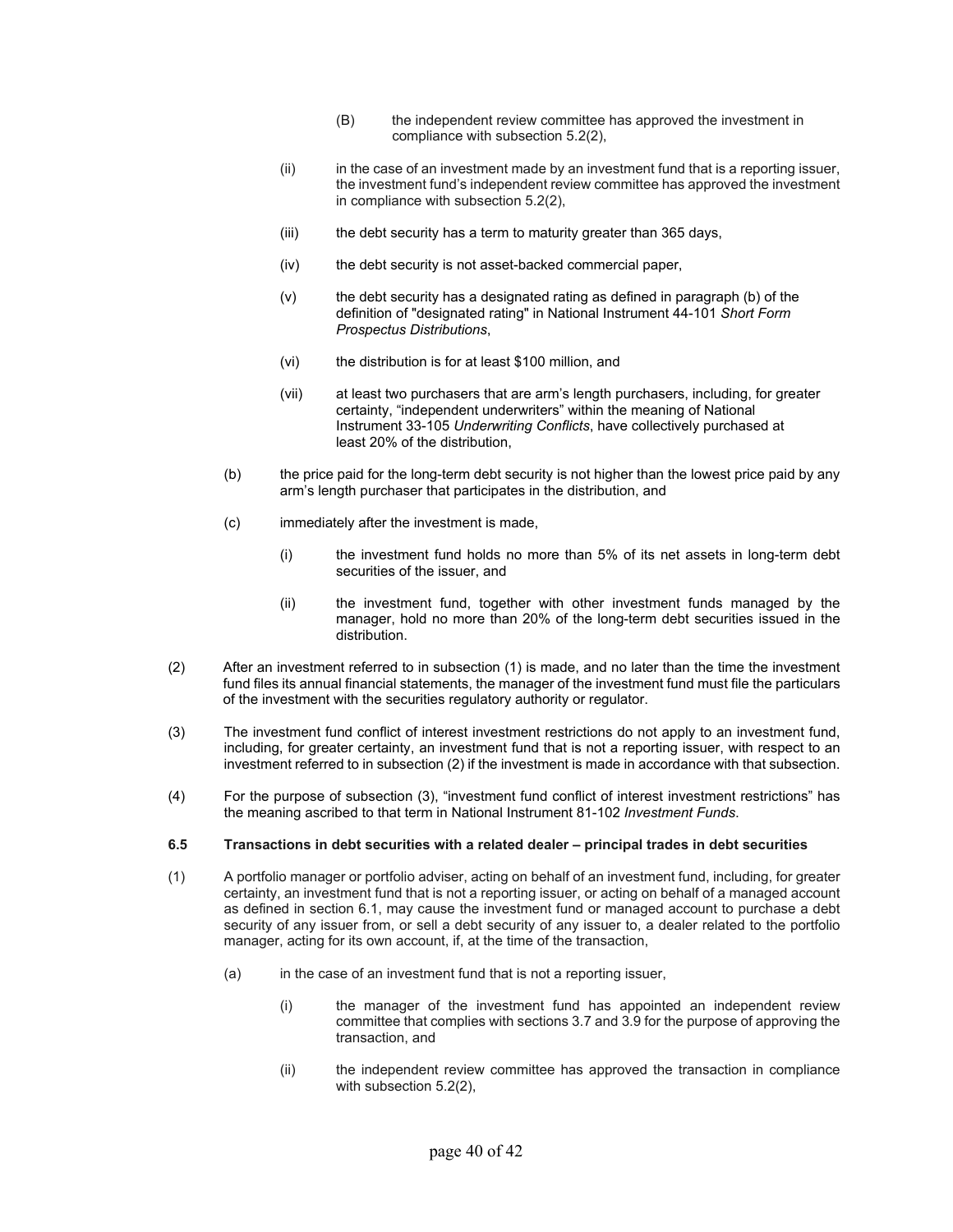(B) the independent review committee has approved the investment in compliance with subsection 5.2(2),

(ii) in the case of an investment made by an investment fund that is a reporting issuer, the investment fund's independent review committee has approved the investment in compliance with subsection 5.2(2),

(iii) the debt security has a term to maturity greater than 365 days,

(iv) the debt security is not asset-backed commercial paper,

(v) the debt security has a designated rating as defined in paragraph (b) of the definition of "designated rating" in National Instrument 44-101 *Short Form Prospectus Distributions*,

(vi) the distribution is for at least $100 million, and

(vii) at least two purchasers that are arm's length purchasers, including, for greater certainty, "independent underwriters" within the meaning of National Instrument 33-105 *Underwriting Conflicts*, have collectively purchased at least 20% of the distribution,

(b) the price paid for the long-term debt security is not higher than the lowest price paid by any arm's length purchaser that participates in the distribution, and

(c) immediately after the investment is made,

(i) the investment fund holds no more than 5% of its net assets in long-term debt securities of the issuer, and

(ii) the investment fund, together with other investment funds managed by the manager, hold no more than 20% of the long-term debt securities issued in the distribution.

(2) After an investment referred to in subsection (1) is made, and no later than the time the investment fund files its annual financial statements, the manager of the investment fund must file the particulars of the investment with the securities regulatory authority or regulator.

(3) The investment fund conflict of interest investment restrictions do not apply to an investment fund, including, for greater certainty, an investment fund that is not a reporting issuer, with respect to an investment referred to in subsection (2) if the investment is made in accordance with that subsection.

(4) For the purpose of subsection (3), "investment fund conflict of interest investment restrictions" has the meaning ascribed to that term in National Instrument 81-102 *Investment Funds*.

**6.5 Transactions in debt securities with a related dealer – principal trades in debt securities**

(1) A portfolio manager or portfolio adviser, acting on behalf of an investment fund, including, for greater certainty, an investment fund that is not a reporting issuer, or acting on behalf of a managed account as defined in section 6.1, may cause the investment fund or managed account to purchase a debt security of any issuer from, or sell a debt security of any issuer to, a dealer related to the portfolio manager, acting for its own account, if, at the time of the transaction,

(a) in the case of an investment fund that is not a reporting issuer,

(i) the manager of the investment fund has appointed an independent review committee that complies with sections 3.7 and 3.9 for the purpose of approving the transaction, and

(ii) the independent review committee has approved the transaction in compliance with subsection 5.2(2),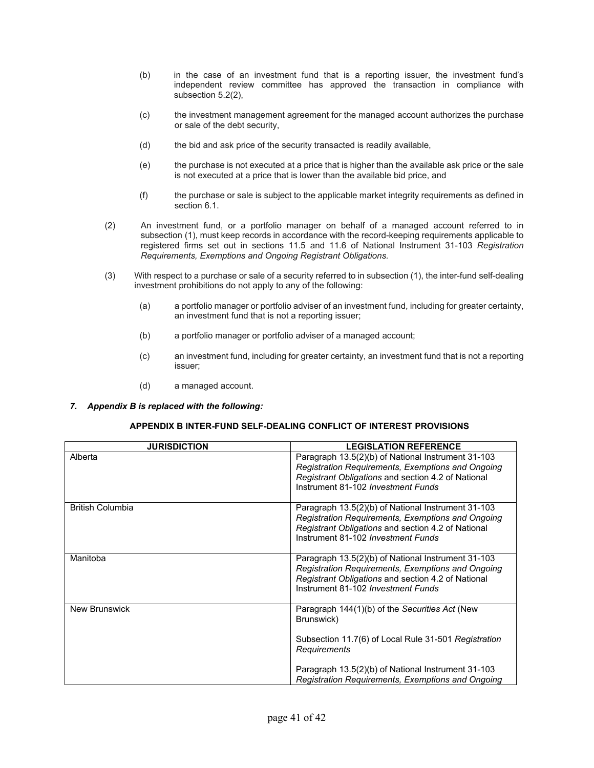(b) in the case of an investment fund that is a reporting issuer, the investment fund's independent review committee has approved the transaction in compliance with subsection 5.2(2),

(c) the investment management agreement for the managed account authorizes the purchase or sale of the debt security,

(d) the bid and ask price of the security transacted is readily available,

(e) the purchase is not executed at a price that is higher than the available ask price or the sale is not executed at a price that is lower than the available bid price, and

(f) the purchase or sale is subject to the applicable market integrity requirements as defined in section 6.1.

(2) An investment fund, or a portfolio manager on behalf of a managed account referred to in subsection (1), must keep records in accordance with the record-keeping requirements applicable to registered firms set out in sections 11.5 and 11.6 of National Instrument 31-103 *Registration Requirements, Exemptions and Ongoing Registrant Obligations.*

(3) With respect to a purchase or sale of a security referred to in subsection (1), the inter-fund self-dealing investment prohibitions do not apply to any of the following:

(a) a portfolio manager or portfolio adviser of an investment fund, including for greater certainty, an investment fund that is not a reporting issuer;

(b) a portfolio manager or portfolio adviser of a managed account;

(c) an investment fund, including for greater certainty, an investment fund that is not a reporting issuer;

(d) a managed account.

***7. Appendix B is replaced with the following:***

**APPENDIX B INTER-FUND SELF-DEALING CONFLICT OF INTEREST PROVISIONS**

| JURISDICTION | LEGISLATION REFERENCE |
|---|---|
| Alberta | Paragraph 13.5(2)(b) of National Instrument 31-103 *Registration Requirements, Exemptions and Ongoing Registrant Obligations* and section 4.2 of National Instrument 81-102 *Investment Funds* |
| British Columbia | Paragraph 13.5(2)(b) of National Instrument 31-103 *Registration Requirements, Exemptions and Ongoing Registrant Obligations* and section 4.2 of National Instrument 81-102 *Investment Funds* |
| Manitoba | Paragraph 13.5(2)(b) of National Instrument 31-103 *Registration Requirements, Exemptions and Ongoing Registrant Obligations* and section 4.2 of National Instrument 81-102 *Investment Funds* |
| New Brunswick | Paragraph 144(1)(b) of the *Securities Act* (New Brunswick)<br><br>Subsection 11.7(6) of Local Rule 31-501 *Registration Requirements*<br><br>Paragraph 13.5(2)(b) of National Instrument 31-103 *Registration Requirements, Exemptions and Ongoing* |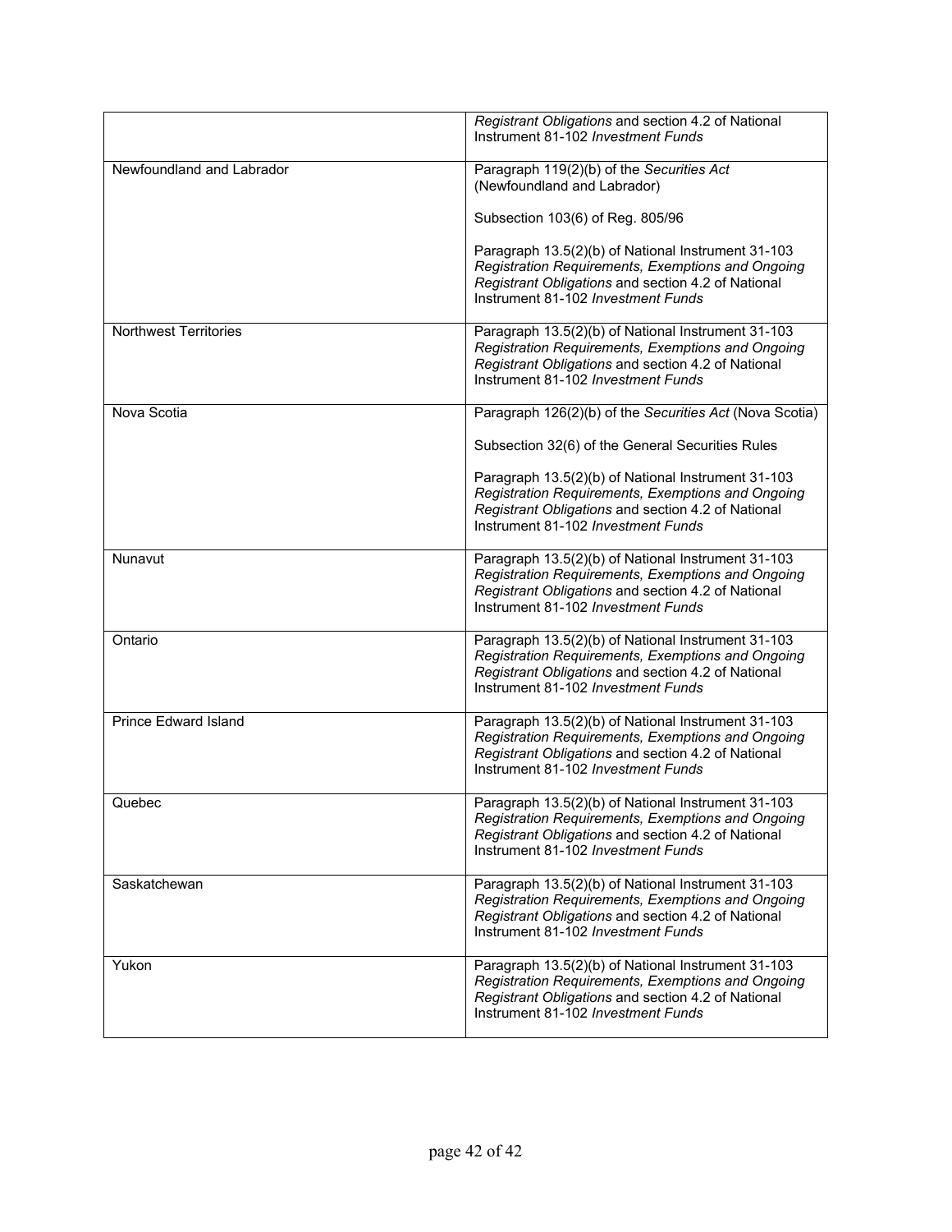| | |
|---|---|
| | *Registrant Obligations* and section 4.2 of National Instrument 81-102 *Investment Funds* |
| Newfoundland and Labrador | Paragraph 119(2)(b) of the *Securities Act* (Newfoundland and Labrador)<br><br>Subsection 103(6) of Reg. 805/96<br><br>Paragraph 13.5(2)(b) of National Instrument 31-103 *Registration Requirements, Exemptions and Ongoing Registrant Obligations* and section 4.2 of National Instrument 81-102 *Investment Funds* |
| Northwest Territories | Paragraph 13.5(2)(b) of National Instrument 31-103 *Registration Requirements, Exemptions and Ongoing Registrant Obligations* and section 4.2 of National Instrument 81-102 *Investment Funds* |
| Nova Scotia | Paragraph 126(2)(b) of the *Securities Act* (Nova Scotia)<br><br>Subsection 32(6) of the General Securities Rules<br><br>Paragraph 13.5(2)(b) of National Instrument 31-103 *Registration Requirements, Exemptions and Ongoing Registrant Obligations* and section 4.2 of National Instrument 81-102 *Investment Funds* |
| Nunavut | Paragraph 13.5(2)(b) of National Instrument 31-103 *Registration Requirements, Exemptions and Ongoing Registrant Obligations* and section 4.2 of National Instrument 81-102 *Investment Funds* |
| Ontario | Paragraph 13.5(2)(b) of National Instrument 31-103 *Registration Requirements, Exemptions and Ongoing Registrant Obligations* and section 4.2 of National Instrument 81-102 *Investment Funds* |
| Prince Edward Island | Paragraph 13.5(2)(b) of National Instrument 31-103 *Registration Requirements, Exemptions and Ongoing Registrant Obligations* and section 4.2 of National Instrument 81-102 *Investment Funds* |
| Quebec | Paragraph 13.5(2)(b) of National Instrument 31-103 *Registration Requirements, Exemptions and Ongoing Registrant Obligations* and section 4.2 of National Instrument 81-102 *Investment Funds* |
| Saskatchewan | Paragraph 13.5(2)(b) of National Instrument 31-103 *Registration Requirements, Exemptions and Ongoing Registrant Obligations* and section 4.2 of National Instrument 81-102 *Investment Funds* |
| Yukon | Paragraph 13.5(2)(b) of National Instrument 31-103 *Registration Requirements, Exemptions and Ongoing Registrant Obligations* and section 4.2 of National Instrument 81-102 *Investment Funds* |